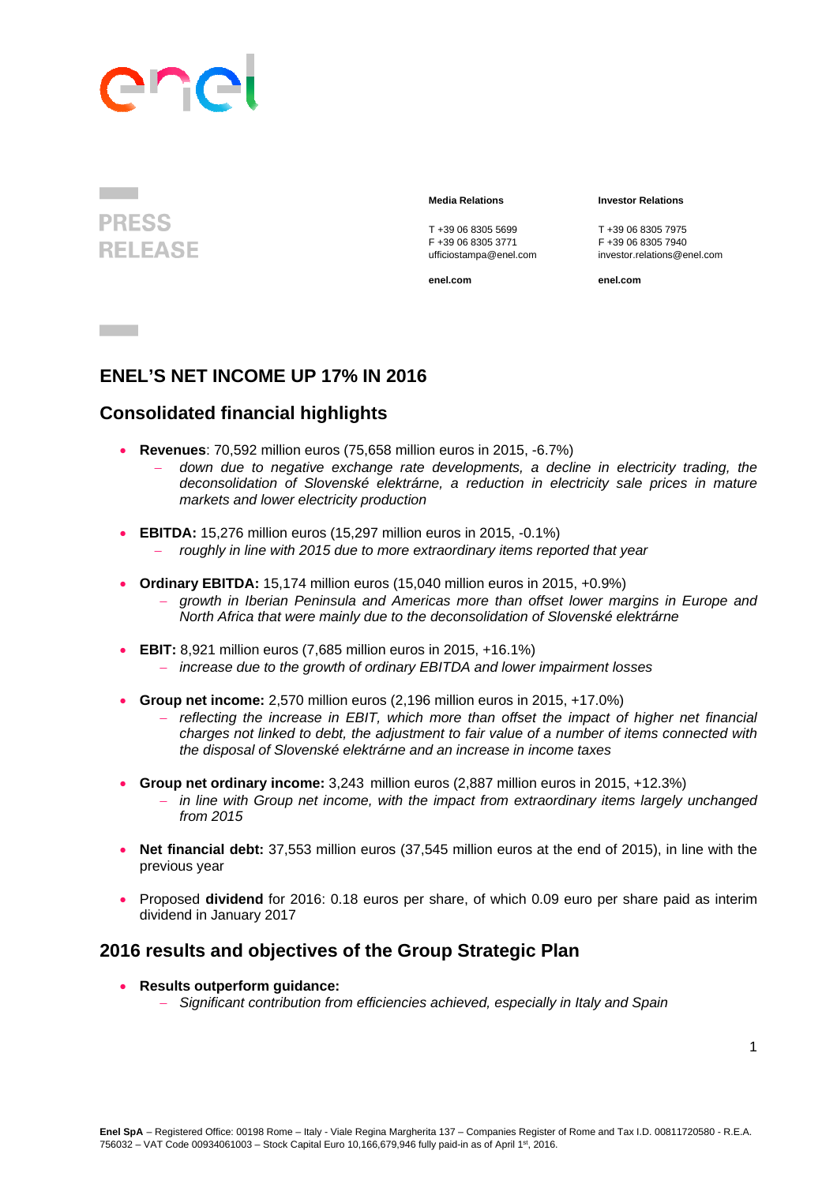**PRESS RELEASE**

**Media Relations**

T +39 06 8305 5699
F +39 06 8305 3771
ufficiostampa@enel.com

**enel.com**

**Investor Relations**

T +39 06 8305 7975
F +39 06 8305 7940
investor.relations@enel.com

**enel.com**

# ENEL'S NET INCOME UP 17% IN 2016

## Consolidated financial highlights

- **Revenues**: 70,592 million euros (75,658 million euros in 2015, -6.7%)
  - *down due to negative exchange rate developments, a decline in electricity trading, the deconsolidation of Slovenské elektrárne, a reduction in electricity sale prices in mature markets and lower electricity production*

- **EBITDA:** 15,276 million euros (15,297 million euros in 2015, -0.1%)
  - *roughly in line with 2015 due to more extraordinary items reported that year*

- **Ordinary EBITDA:** 15,174 million euros (15,040 million euros in 2015, +0.9%)
  - *growth in Iberian Peninsula and Americas more than offset lower margins in Europe and North Africa that were mainly due to the deconsolidation of Slovenské elektrárne*

- **EBIT:** 8,921 million euros (7,685 million euros in 2015, +16.1%)
  - *increase due to the growth of ordinary EBITDA and lower impairment losses*

- **Group net income:** 2,570 million euros (2,196 million euros in 2015, +17.0%)
  - *reflecting the increase in EBIT, which more than offset the impact of higher net financial charges not linked to debt, the adjustment to fair value of a number of items connected with the disposal of Slovenské elektrárne and an increase in income taxes*

- **Group net ordinary income:** 3,243 million euros (2,887 million euros in 2015, +12.3%)
  - *in line with Group net income, with the impact from extraordinary items largely unchanged from 2015*

- **Net financial debt:** 37,553 million euros (37,545 million euros at the end of 2015), in line with the previous year

- Proposed **dividend** for 2016: 0.18 euros per share, of which 0.09 euro per share paid as interim dividend in January 2017

## 2016 results and objectives of the Group Strategic Plan

- **Results outperform guidance:**
  - *Significant contribution from efficiencies achieved, especially in Italy and Spain*

**Enel SpA** – Registered Office: 00198 Rome – Italy - Viale Regina Margherita 137 – Companies Register of Rome and Tax I.D. 00811720580 - R.E.A. 756032 – VAT Code 00934061003 – Stock Capital Euro 10,166,679,946 fully paid-in as of April 1st, 2016.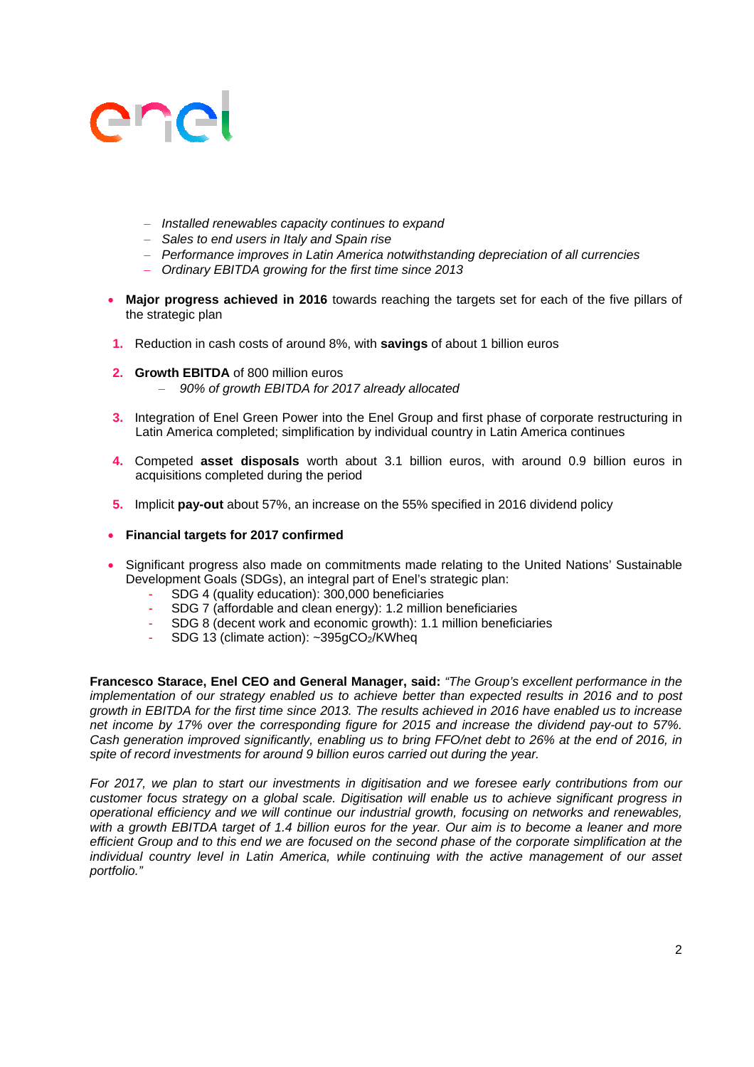- *Installed renewables capacity continues to expand*
- *Sales to end users in Italy and Spain rise*
- *Performance improves in Latin America notwithstanding depreciation of all currencies*
- *Ordinary EBITDA growing for the first time since 2013*

- **Major progress achieved in 2016** towards reaching the targets set for each of the five pillars of the strategic plan

1. Reduction in cash costs of around 8%, with **savings** of about 1 billion euros

2. **Growth EBITDA** of 800 million euros
   - *90% of growth EBITDA for 2017 already allocated*

3. Integration of Enel Green Power into the Enel Group and first phase of corporate restructuring in Latin America completed; simplification by individual country in Latin America continues

4. Competed **asset disposals** worth about 3.1 billion euros, with around 0.9 billion euros in acquisitions completed during the period

5. Implicit **pay-out** about 57%, an increase on the 55% specified in 2016 dividend policy

- **Financial targets for 2017 confirmed**

- Significant progress also made on commitments made relating to the United Nations' Sustainable Development Goals (SDGs), an integral part of Enel's strategic plan:
  - SDG 4 (quality education): 300,000 beneficiaries
  - SDG 7 (affordable and clean energy): 1.2 million beneficiaries
  - SDG 8 (decent work and economic growth): 1.1 million beneficiaries
  - SDG 13 (climate action): ~395g$CO_2$/KWheq

**Francesco Starace, Enel CEO and General Manager, said:** *"The Group's excellent performance in the implementation of our strategy enabled us to achieve better than expected results in 2016 and to post growth in EBITDA for the first time since 2013. The results achieved in 2016 have enabled us to increase net income by 17% over the corresponding figure for 2015 and increase the dividend pay-out to 57%. Cash generation improved significantly, enabling us to bring FFO/net debt to 26% at the end of 2016, in spite of record investments for around 9 billion euros carried out during the year.*

*For 2017, we plan to start our investments in digitisation and we foresee early contributions from our customer focus strategy on a global scale. Digitisation will enable us to achieve significant progress in operational efficiency and we will continue our industrial growth, focusing on networks and renewables, with a growth EBITDA target of 1.4 billion euros for the year. Our aim is to become a leaner and more efficient Group and to this end we are focused on the second phase of the corporate simplification at the individual country level in Latin America, while continuing with the active management of our asset portfolio."*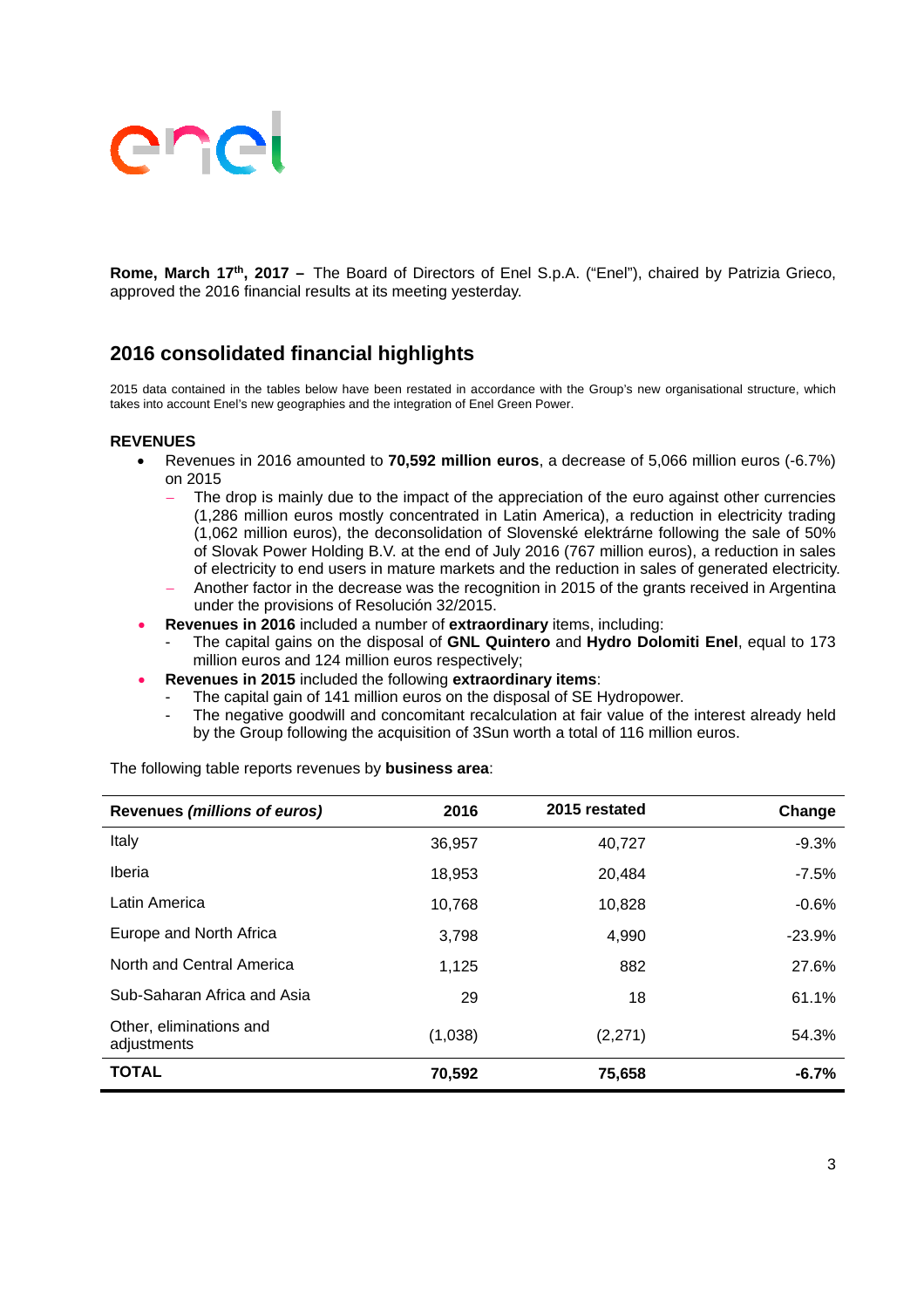**Rome, March 17th, 2017 –** The Board of Directors of Enel S.p.A. ("Enel"), chaired by Patrizia Grieco, approved the 2016 financial results at its meeting yesterday.

## 2016 consolidated financial highlights

2015 data contained in the tables below have been restated in accordance with the Group's new organisational structure, which takes into account Enel's new geographies and the integration of Enel Green Power.

**REVENUES**

- Revenues in 2016 amounted to **70,592 million euros**, a decrease of 5,066 million euros (-6.7%) on 2015
  - The drop is mainly due to the impact of the appreciation of the euro against other currencies (1,286 million euros mostly concentrated in Latin America), a reduction in electricity trading (1,062 million euros), the deconsolidation of Slovenské elektrárne following the sale of 50% of Slovak Power Holding B.V. at the end of July 2016 (767 million euros), a reduction in sales of electricity to end users in mature markets and the reduction in sales of generated electricity.
  - Another factor in the decrease was the recognition in 2015 of the grants received in Argentina under the provisions of Resolución 32/2015.
- **Revenues in 2016** included a number of **extraordinary** items, including:
  - The capital gains on the disposal of **GNL Quintero** and **Hydro Dolomiti Enel**, equal to 173 million euros and 124 million euros respectively;
- **Revenues in 2015** included the following **extraordinary items**:
  - The capital gain of 141 million euros on the disposal of SE Hydropower.
  - The negative goodwill and concomitant recalculation at fair value of the interest already held by the Group following the acquisition of 3Sun worth a total of 116 million euros.

The following table reports revenues by **business area**:

| Revenues *(millions of euros)* | 2016 | 2015 restated | Change |
|---|---|---|---|
| Italy | 36,957 | 40,727 | -9.3% |
| Iberia | 18,953 | 20,484 | -7.5% |
| Latin America | 10,768 | 10,828 | -0.6% |
| Europe and North Africa | 3,798 | 4,990 | -23.9% |
| North and Central America | 1,125 | 882 | 27.6% |
| Sub-Saharan Africa and Asia | 29 | 18 | 61.1% |
| Other, eliminations and adjustments | (1,038) | (2,271) | 54.3% |
| **TOTAL** | **70,592** | **75,658** | **-6.7%** |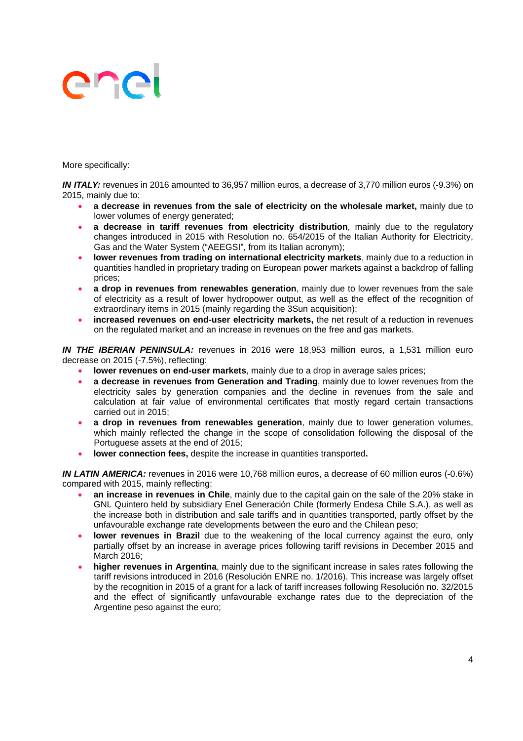More specifically:

***IN ITALY:*** revenues in 2016 amounted to 36,957 million euros, a decrease of 3,770 million euros (-9.3%) on 2015, mainly due to:

- **a decrease in revenues from the sale of electricity on the wholesale market,** mainly due to lower volumes of energy generated;
- **a decrease in tariff revenues from electricity distribution**, mainly due to the regulatory changes introduced in 2015 with Resolution no. 654/2015 of the Italian Authority for Electricity, Gas and the Water System ("AEEGSI", from its Italian acronym);
- **lower revenues from trading on international electricity markets**, mainly due to a reduction in quantities handled in proprietary trading on European power markets against a backdrop of falling prices;
- **a drop in revenues from renewables generation**, mainly due to lower revenues from the sale of electricity as a result of lower hydropower output, as well as the effect of the recognition of extraordinary items in 2015 (mainly regarding the 3Sun acquisition);
- **increased revenues on end-user electricity markets,** the net result of a reduction in revenues on the regulated market and an increase in revenues on the free and gas markets.

***IN THE IBERIAN PENINSULA:*** revenues in 2016 were 18,953 million euros, a 1,531 million euro decrease on 2015 (-7.5%), reflecting:

- **lower revenues on end-user markets**, mainly due to a drop in average sales prices;
- **a decrease in revenues from Generation and Trading**, mainly due to lower revenues from the electricity sales by generation companies and the decline in revenues from the sale and calculation at fair value of environmental certificates that mostly regard certain transactions carried out in 2015;
- **a drop in revenues from renewables generation**, mainly due to lower generation volumes, which mainly reflected the change in the scope of consolidation following the disposal of the Portuguese assets at the end of 2015;
- **lower connection fees,** despite the increase in quantities transported**.**

***IN LATIN AMERICA:*** revenues in 2016 were 10,768 million euros, a decrease of 60 million euros (-0.6%) compared with 2015, mainly reflecting:

- **an increase in revenues in Chile**, mainly due to the capital gain on the sale of the 20% stake in GNL Quintero held by subsidiary Enel Generación Chile (formerly Endesa Chile S.A.), as well as the increase both in distribution and sale tariffs and in quantities transported, partly offset by the unfavourable exchange rate developments between the euro and the Chilean peso;
- **lower revenues in Brazil** due to the weakening of the local currency against the euro, only partially offset by an increase in average prices following tariff revisions in December 2015 and March 2016;
- **higher revenues in Argentina**, mainly due to the significant increase in sales rates following the tariff revisions introduced in 2016 (Resolución ENRE no. 1/2016). This increase was largely offset by the recognition in 2015 of a grant for a lack of tariff increases following Resolución no. 32/2015 and the effect of significantly unfavourable exchange rates due to the depreciation of the Argentine peso against the euro;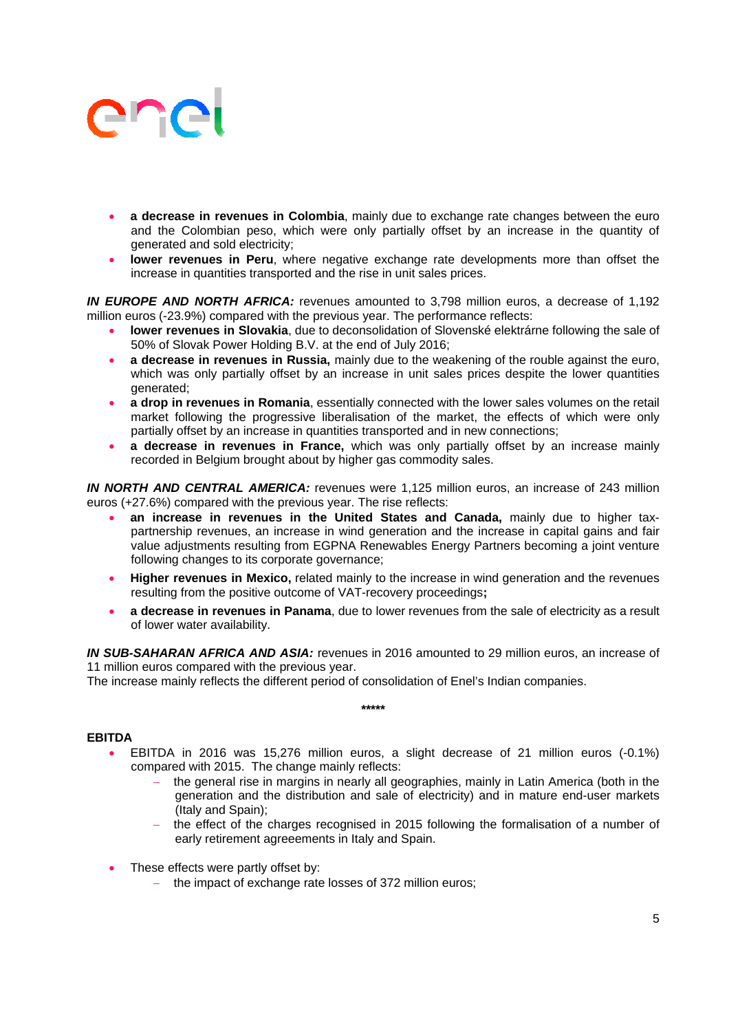- **a decrease in revenues in Colombia**, mainly due to exchange rate changes between the euro and the Colombian peso, which were only partially offset by an increase in the quantity of generated and sold electricity;
- **lower revenues in Peru**, where negative exchange rate developments more than offset the increase in quantities transported and the rise in unit sales prices.

***IN EUROPE AND NORTH AFRICA:*** revenues amounted to 3,798 million euros, a decrease of 1,192 million euros (-23.9%) compared with the previous year. The performance reflects:

- **lower revenues in Slovakia**, due to deconsolidation of Slovenské elektrárne following the sale of 50% of Slovak Power Holding B.V. at the end of July 2016;
- **a decrease in revenues in Russia,** mainly due to the weakening of the rouble against the euro, which was only partially offset by an increase in unit sales prices despite the lower quantities generated;
- **a drop in revenues in Romania**, essentially connected with the lower sales volumes on the retail market following the progressive liberalisation of the market, the effects of which were only partially offset by an increase in quantities transported and in new connections;
- **a decrease in revenues in France,** which was only partially offset by an increase mainly recorded in Belgium brought about by higher gas commodity sales.

***IN NORTH AND CENTRAL AMERICA:*** revenues were 1,125 million euros, an increase of 243 million euros (+27.6%) compared with the previous year. The rise reflects:

- **an increase in revenues in the United States and Canada,** mainly due to higher tax-partnership revenues, an increase in wind generation and the increase in capital gains and fair value adjustments resulting from EGPNA Renewables Energy Partners becoming a joint venture following changes to its corporate governance;
- **Higher revenues in Mexico,** related mainly to the increase in wind generation and the revenues resulting from the positive outcome of VAT-recovery proceedings**;**
- **a decrease in revenues in Panama**, due to lower revenues from the sale of electricity as a result of lower water availability.

***IN SUB-SAHARAN AFRICA AND ASIA:*** revenues in 2016 amounted to 29 million euros, an increase of 11 million euros compared with the previous year.
The increase mainly reflects the different period of consolidation of Enel's Indian companies.

*****

**EBITDA**

- EBITDA in 2016 was 15,276 million euros, a slight decrease of 21 million euros (-0.1%) compared with 2015. The change mainly reflects:
  - the general rise in margins in nearly all geographies, mainly in Latin America (both in the generation and the distribution and sale of electricity) and in mature end-user markets (Italy and Spain);
  - the effect of the charges recognised in 2015 following the formalisation of a number of early retirement agreeements in Italy and Spain.
- These effects were partly offset by:
  - the impact of exchange rate losses of 372 million euros;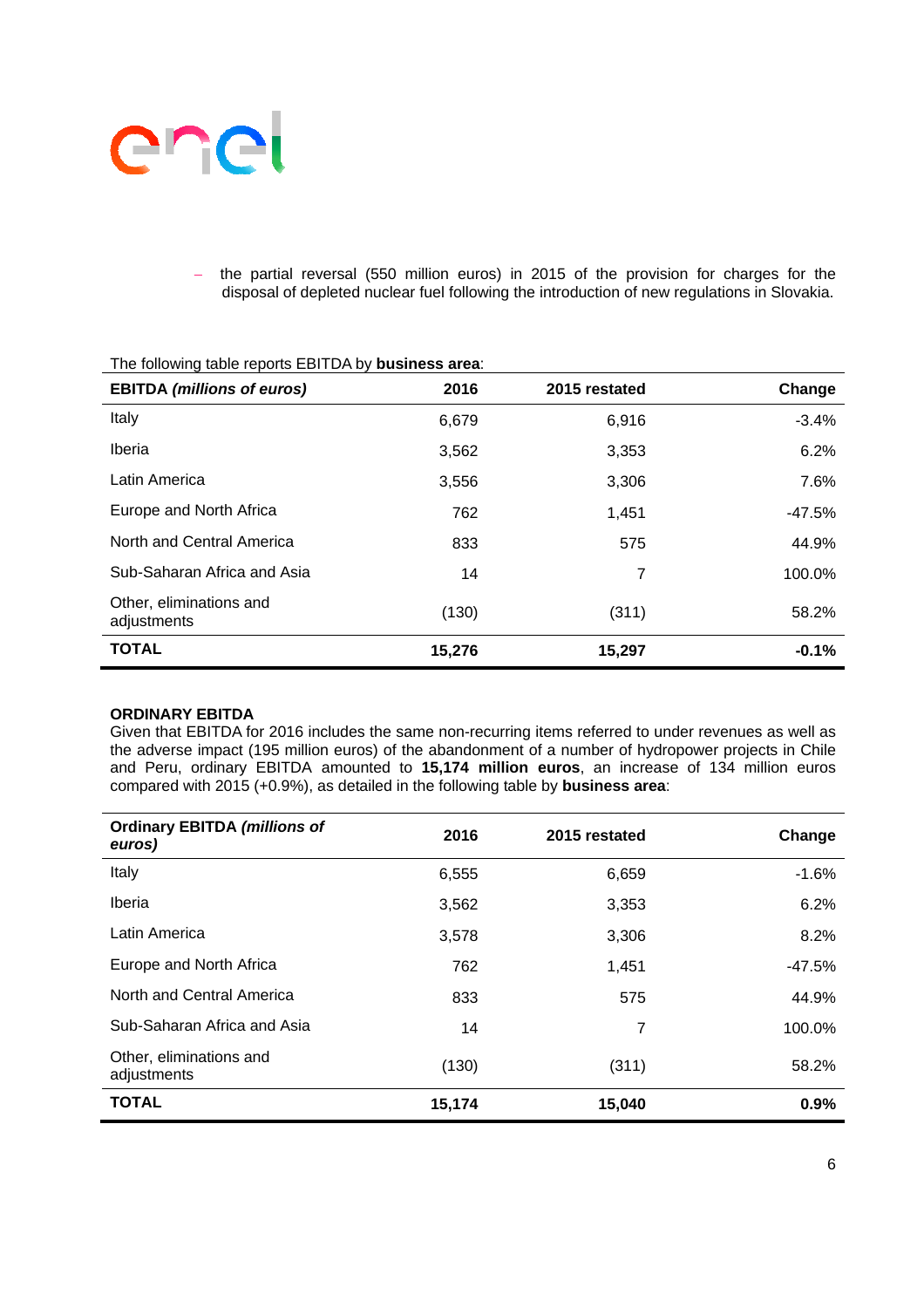– the partial reversal (550 million euros) in 2015 of the provision for charges for the disposal of depleted nuclear fuel following the introduction of new regulations in Slovakia.

The following table reports EBITDA by **business area**:

| **EBITDA *(millions of euros)*** | **2016** | **2015 restated** | **Change** |
|---|---|---|---|
| Italy | 6,679 | 6,916 | -3.4% |
| Iberia | 3,562 | 3,353 | 6.2% |
| Latin America | 3,556 | 3,306 | 7.6% |
| Europe and North Africa | 762 | 1,451 | -47.5% |
| North and Central America | 833 | 575 | 44.9% |
| Sub-Saharan Africa and Asia | 14 | 7 | 100.0% |
| Other, eliminations and adjustments | (130) | (311) | 58.2% |
| **TOTAL** | **15,276** | **15,297** | **-0.1%** |

**ORDINARY EBITDA**

Given that EBITDA for 2016 includes the same non-recurring items referred to under revenues as well as the adverse impact (195 million euros) of the abandonment of a number of hydropower projects in Chile and Peru, ordinary EBITDA amounted to **15,174 million euros**, an increase of 134 million euros compared with 2015 (+0.9%), as detailed in the following table by **business area**:

| **Ordinary EBITDA *(millions of euros)*** | **2016** | **2015 restated** | **Change** |
|---|---|---|---|
| Italy | 6,555 | 6,659 | -1.6% |
| Iberia | 3,562 | 3,353 | 6.2% |
| Latin America | 3,578 | 3,306 | 8.2% |
| Europe and North Africa | 762 | 1,451 | -47.5% |
| North and Central America | 833 | 575 | 44.9% |
| Sub-Saharan Africa and Asia | 14 | 7 | 100.0% |
| Other, eliminations and adjustments | (130) | (311) | 58.2% |
| **TOTAL** | **15,174** | **15,040** | **0.9%** |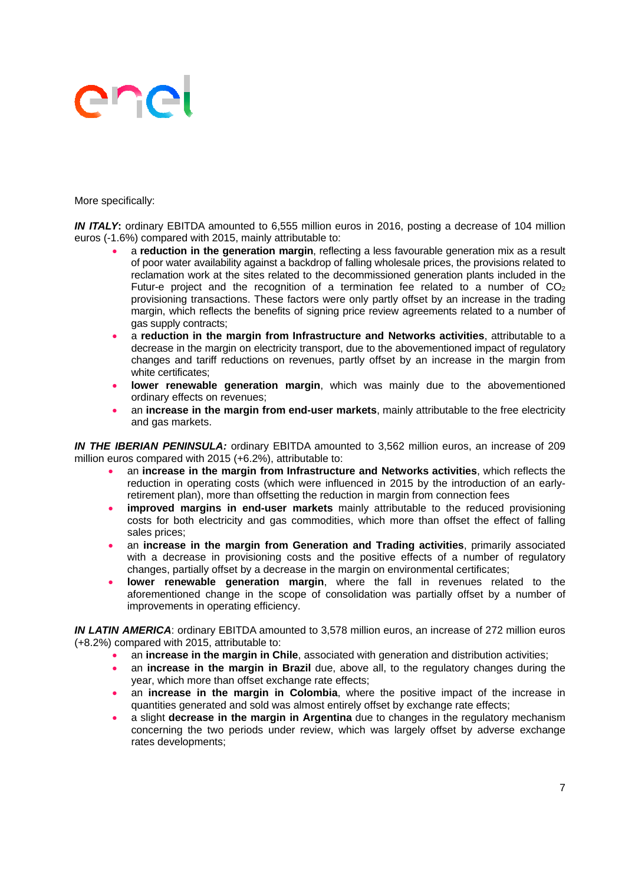More specifically:

***IN ITALY*:** ordinary EBITDA amounted to 6,555 million euros in 2016, posting a decrease of 104 million euros (-1.6%) compared with 2015, mainly attributable to:

- a **reduction in the generation margin**, reflecting a less favourable generation mix as a result of poor water availability against a backdrop of falling wholesale prices, the provisions related to reclamation work at the sites related to the decommissioned generation plants included in the Futur-e project and the recognition of a termination fee related to a number of $CO_2$ provisioning transactions. These factors were only partly offset by an increase in the trading margin, which reflects the benefits of signing price review agreements related to a number of gas supply contracts;
- a **reduction in the margin from Infrastructure and Networks activities**, attributable to a decrease in the margin on electricity transport, due to the abovementioned impact of regulatory changes and tariff reductions on revenues, partly offset by an increase in the margin from white certificates;
- **lower renewable generation margin**, which was mainly due to the abovementioned ordinary effects on revenues;
- an **increase in the margin from end-user markets**, mainly attributable to the free electricity and gas markets.

***IN THE IBERIAN PENINSULA:*** ordinary EBITDA amounted to 3,562 million euros, an increase of 209 million euros compared with 2015 (+6.2%), attributable to:

- an **increase in the margin from Infrastructure and Networks activities**, which reflects the reduction in operating costs (which were influenced in 2015 by the introduction of an early-retirement plan), more than offsetting the reduction in margin from connection fees
- **improved margins in end-user markets** mainly attributable to the reduced provisioning costs for both electricity and gas commodities, which more than offset the effect of falling sales prices;
- an **increase in the margin from Generation and Trading activities**, primarily associated with a decrease in provisioning costs and the positive effects of a number of regulatory changes, partially offset by a decrease in the margin on environmental certificates;
- **lower renewable generation margin**, where the fall in revenues related to the aforementioned change in the scope of consolidation was partially offset by a number of improvements in operating efficiency.

***IN LATIN AMERICA***: ordinary EBITDA amounted to 3,578 million euros, an increase of 272 million euros (+8.2%) compared with 2015, attributable to:

- an **increase in the margin in Chile**, associated with generation and distribution activities;
- an **increase in the margin in Brazil** due, above all, to the regulatory changes during the year, which more than offset exchange rate effects;
- an **increase in the margin in Colombia**, where the positive impact of the increase in quantities generated and sold was almost entirely offset by exchange rate effects;
- a slight **decrease in the margin in Argentina** due to changes in the regulatory mechanism concerning the two periods under review, which was largely offset by adverse exchange rates developments;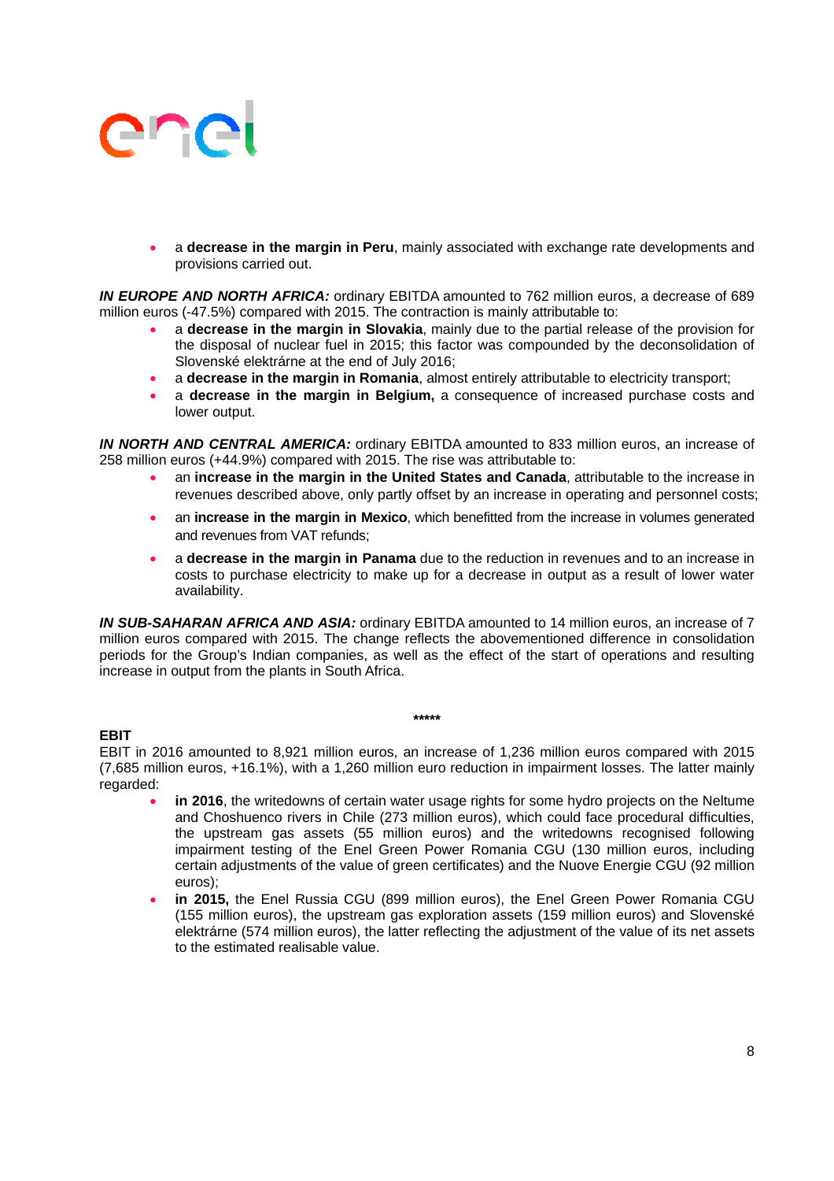- a **decrease in the margin in Peru**, mainly associated with exchange rate developments and provisions carried out.

***IN EUROPE AND NORTH AFRICA:*** ordinary EBITDA amounted to 762 million euros, a decrease of 689 million euros (-47.5%) compared with 2015. The contraction is mainly attributable to:

- a **decrease in the margin in Slovakia**, mainly due to the partial release of the provision for the disposal of nuclear fuel in 2015; this factor was compounded by the deconsolidation of Slovenské elektrárne at the end of July 2016;
- a **decrease in the margin in Romania**, almost entirely attributable to electricity transport;
- a **decrease in the margin in Belgium,** a consequence of increased purchase costs and lower output.

***IN NORTH AND CENTRAL AMERICA:*** ordinary EBITDA amounted to 833 million euros, an increase of 258 million euros (+44.9%) compared with 2015. The rise was attributable to:

- an **increase in the margin in the United States and Canada**, attributable to the increase in revenues described above, only partly offset by an increase in operating and personnel costs;
- an **increase in the margin in Mexico**, which benefitted from the increase in volumes generated and revenues from VAT refunds;
- a **decrease in the margin in Panama** due to the reduction in revenues and to an increase in costs to purchase electricity to make up for a decrease in output as a result of lower water availability.

***IN SUB-SAHARAN AFRICA AND ASIA:*** ordinary EBITDA amounted to 14 million euros, an increase of 7 million euros compared with 2015. The change reflects the abovementioned difference in consolidation periods for the Group's Indian companies, as well as the effect of the start of operations and resulting increase in output from the plants in South Africa.

*****

**EBIT**

EBIT in 2016 amounted to 8,921 million euros, an increase of 1,236 million euros compared with 2015 (7,685 million euros, +16.1%), with a 1,260 million euro reduction in impairment losses. The latter mainly regarded:

- **in 2016**, the writedowns of certain water usage rights for some hydro projects on the Neltume and Choshuenco rivers in Chile (273 million euros), which could face procedural difficulties, the upstream gas assets (55 million euros) and the writedowns recognised following impairment testing of the Enel Green Power Romania CGU (130 million euros, including certain adjustments of the value of green certificates) and the Nuove Energie CGU (92 million euros);
- **in 2015,** the Enel Russia CGU (899 million euros), the Enel Green Power Romania CGU (155 million euros), the upstream gas exploration assets (159 million euros) and Slovenské elektrárne (574 million euros), the latter reflecting the adjustment of the value of its net assets to the estimated realisable value.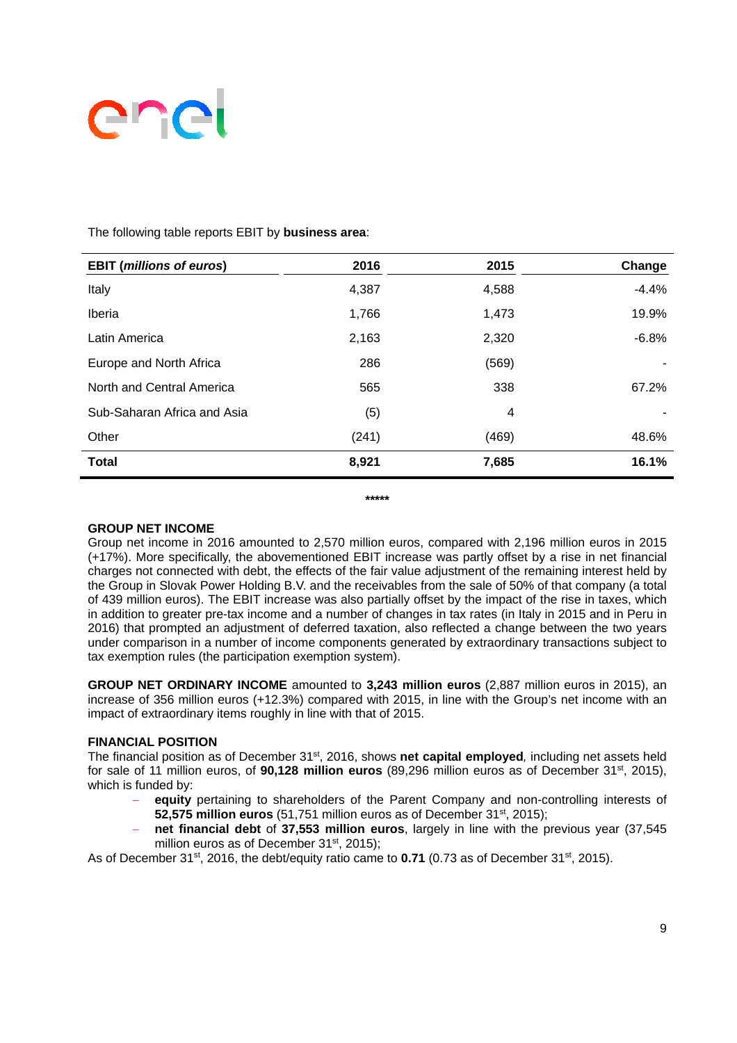The following table reports EBIT by **business area**:

| **EBIT (*millions of euros*)** | **2016** | **2015** | **Change** |
|---|---|---|---|
| Italy | 4,387 | 4,588 | -4.4% |
| Iberia | 1,766 | 1,473 | 19.9% |
| Latin America | 2,163 | 2,320 | -6.8% |
| Europe and North Africa | 286 | (569) | - |
| North and Central America | 565 | 338 | 67.2% |
| Sub-Saharan Africa and Asia | (5) | 4 | - |
| Other | (241) | (469) | 48.6% |
| **Total** | **8,921** | **7,685** | **16.1%** |

*****

**GROUP NET INCOME**

Group net income in 2016 amounted to 2,570 million euros, compared with 2,196 million euros in 2015 (+17%). More specifically, the abovementioned EBIT increase was partly offset by a rise in net financial charges not connected with debt, the effects of the fair value adjustment of the remaining interest held by the Group in Slovak Power Holding B.V. and the receivables from the sale of 50% of that company (a total of 439 million euros). The EBIT increase was also partially offset by the impact of the rise in taxes, which in addition to greater pre-tax income and a number of changes in tax rates (in Italy in 2015 and in Peru in 2016) that prompted an adjustment of deferred taxation, also reflected a change between the two years under comparison in a number of income components generated by extraordinary transactions subject to tax exemption rules (the participation exemption system).

**GROUP NET ORDINARY INCOME** amounted to **3,243 million euros** (2,887 million euros in 2015), an increase of 356 million euros (+12.3%) compared with 2015, in line with the Group's net income with an impact of extraordinary items roughly in line with that of 2015.

**FINANCIAL POSITION**

The financial position as of December 31st, 2016, shows **net capital employed**, including net assets held for sale of 11 million euros, of **90,128 million euros** (89,296 million euros as of December 31st, 2015), which is funded by:

- **equity** pertaining to shareholders of the Parent Company and non-controlling interests of **52,575 million euros** (51,751 million euros as of December 31st, 2015);
- **net financial debt** of **37,553 million euros**, largely in line with the previous year (37,545 million euros as of December 31st, 2015);

As of December 31st, 2016, the debt/equity ratio came to **0.71** (0.73 as of December 31st, 2015).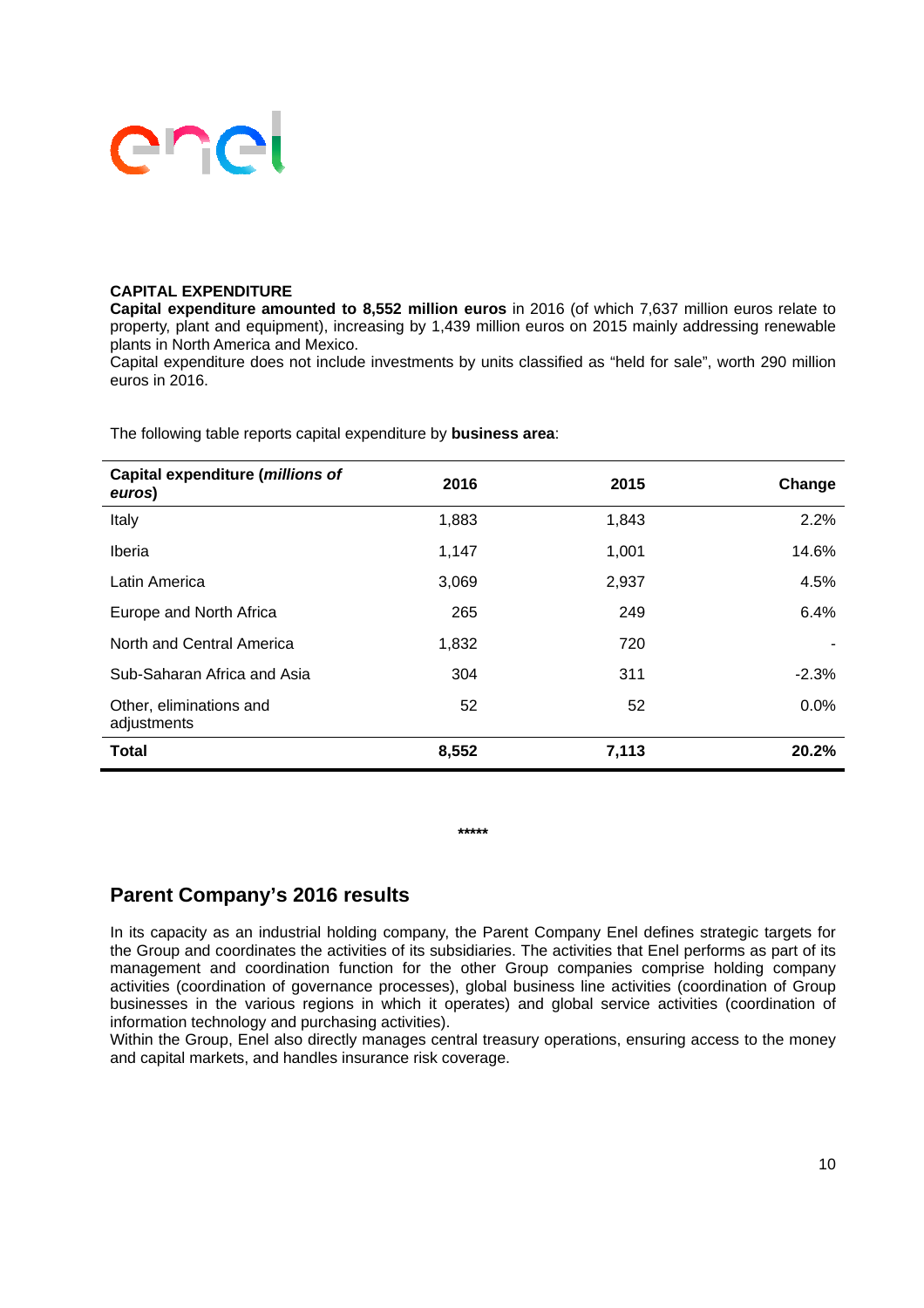**CAPITAL EXPENDITURE**

**Capital expenditure amounted to 8,552 million euros** in 2016 (of which 7,637 million euros relate to property, plant and equipment), increasing by 1,439 million euros on 2015 mainly addressing renewable plants in North America and Mexico.
Capital expenditure does not include investments by units classified as "held for sale", worth 290 million euros in 2016.

The following table reports capital expenditure by **business area**:

| Capital expenditure (*millions of euros*) | 2016 | 2015 | Change |
|---|---|---|---|
| Italy | 1,883 | 1,843 | 2.2% |
| Iberia | 1,147 | 1,001 | 14.6% |
| Latin America | 3,069 | 2,937 | 4.5% |
| Europe and North Africa | 265 | 249 | 6.4% |
| North and Central America | 1,832 | 720 | - |
| Sub-Saharan Africa and Asia | 304 | 311 | -2.3% |
| Other, eliminations and adjustments | 52 | 52 | 0.0% |
| **Total** | **8,552** | **7,113** | **20.2%** |

*****

## Parent Company's 2016 results

In its capacity as an industrial holding company, the Parent Company Enel defines strategic targets for the Group and coordinates the activities of its subsidiaries. The activities that Enel performs as part of its management and coordination function for the other Group companies comprise holding company activities (coordination of governance processes), global business line activities (coordination of Group businesses in the various regions in which it operates) and global service activities (coordination of information technology and purchasing activities).
Within the Group, Enel also directly manages central treasury operations, ensuring access to the money and capital markets, and handles insurance risk coverage.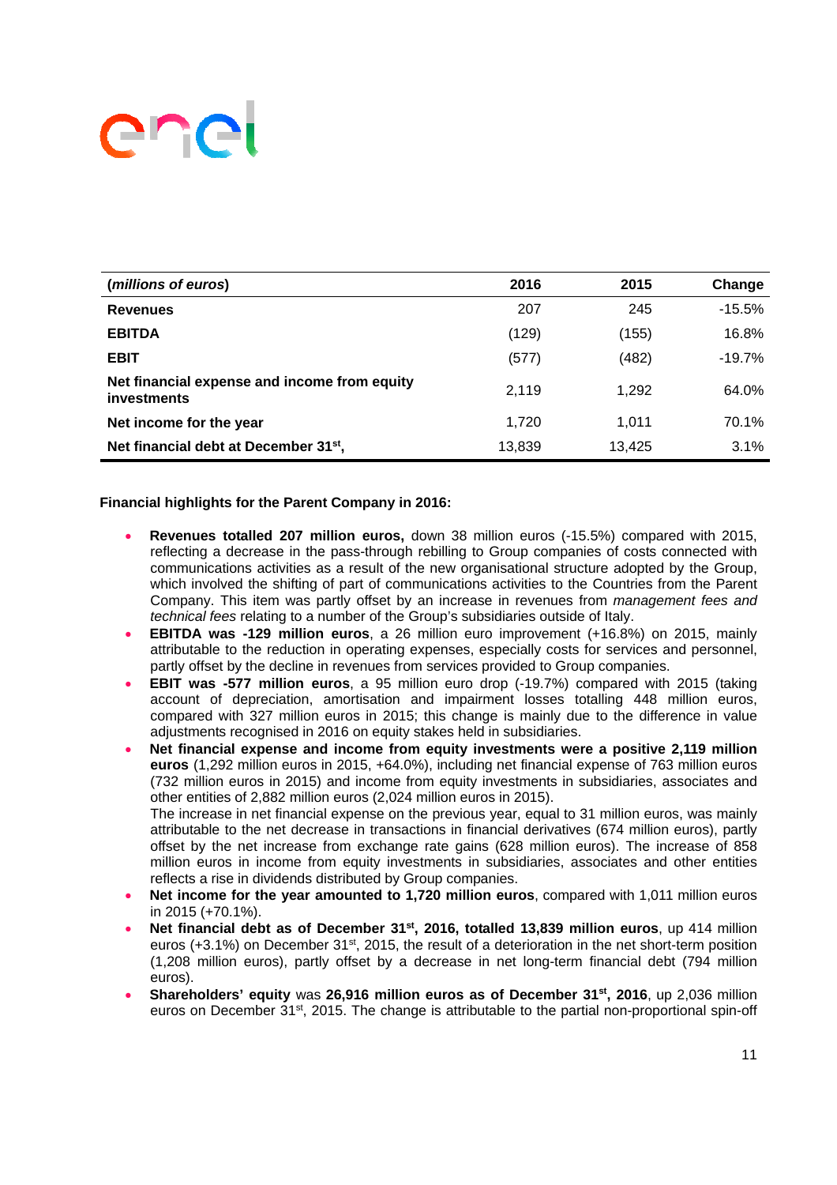| (*millions of euros*) | 2016 | 2015 | Change |
|---|---|---|---|
| **Revenues** | 207 | 245 | -15.5% |
| **EBITDA** | (129) | (155) | 16.8% |
| **EBIT** | (577) | (482) | -19.7% |
| **Net financial expense and income from equity investments** | 2,119 | 1,292 | 64.0% |
| **Net income for the year** | 1,720 | 1,011 | 70.1% |
| **Net financial debt at December 31st,** | 13,839 | 13,425 | 3.1% |

**Financial highlights for the Parent Company in 2016:**

- **Revenues totalled 207 million euros,** down 38 million euros (-15.5%) compared with 2015, reflecting a decrease in the pass-through rebilling to Group companies of costs connected with communications activities as a result of the new organisational structure adopted by the Group, which involved the shifting of part of communications activities to the Countries from the Parent Company. This item was partly offset by an increase in revenues from *management fees and technical fees* relating to a number of the Group's subsidiaries outside of Italy.
- **EBITDA was -129 million euros**, a 26 million euro improvement (+16.8%) on 2015, mainly attributable to the reduction in operating expenses, especially costs for services and personnel, partly offset by the decline in revenues from services provided to Group companies.
- **EBIT was -577 million euros**, a 95 million euro drop (-19.7%) compared with 2015 (taking account of depreciation, amortisation and impairment losses totalling 448 million euros, compared with 327 million euros in 2015; this change is mainly due to the difference in value adjustments recognised in 2016 on equity stakes held in subsidiaries.
- **Net financial expense and income from equity investments were a positive 2,119 million euros** (1,292 million euros in 2015, +64.0%), including net financial expense of 763 million euros (732 million euros in 2015) and income from equity investments in subsidiaries, associates and other entities of 2,882 million euros (2,024 million euros in 2015).
  The increase in net financial expense on the previous year, equal to 31 million euros, was mainly attributable to the net decrease in transactions in financial derivatives (674 million euros), partly offset by the net increase from exchange rate gains (628 million euros). The increase of 858 million euros in income from equity investments in subsidiaries, associates and other entities reflects a rise in dividends distributed by Group companies.
- **Net income for the year amounted to 1,720 million euros**, compared with 1,011 million euros in 2015 (+70.1%).
- **Net financial debt as of December 31st, 2016, totalled 13,839 million euros**, up 414 million euros (+3.1%) on December 31st, 2015, the result of a deterioration in the net short-term position (1,208 million euros), partly offset by a decrease in net long-term financial debt (794 million euros).
- **Shareholders' equity** was **26,916 million euros as of December 31st, 2016**, up 2,036 million euros on December 31st, 2015. The change is attributable to the partial non-proportional spin-off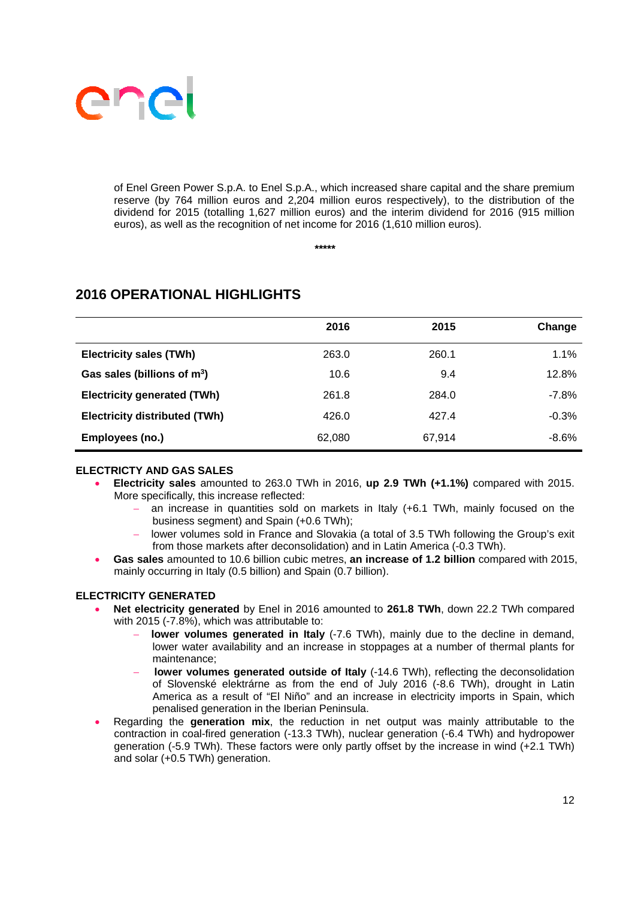of Enel Green Power S.p.A. to Enel S.p.A., which increased share capital and the share premium reserve (by 764 million euros and 2,204 million euros respectively), to the distribution of the dividend for 2015 (totalling 1,627 million euros) and the interim dividend for 2016 (915 million euros), as well as the recognition of net income for 2016 (1,610 million euros).

*****

## 2016 OPERATIONAL HIGHLIGHTS

| | 2016 | 2015 | Change |
|---|---|---|---|
| **Electricity sales (TWh)** | 263.0 | 260.1 | 1.1% |
| **Gas sales (billions of m$^3$)** | 10.6 | 9.4 | 12.8% |
| **Electricity generated (TWh)** | 261.8 | 284.0 | -7.8% |
| **Electricity distributed (TWh)** | 426.0 | 427.4 | -0.3% |
| **Employees (no.)** | 62,080 | 67,914 | -8.6% |

**ELECTRICTY AND GAS SALES**

- **Electricity sales** amounted to 263.0 TWh in 2016, **up 2.9 TWh (+1.1%)** compared with 2015. More specifically, this increase reflected:
  - an increase in quantities sold on markets in Italy (+6.1 TWh, mainly focused on the business segment) and Spain (+0.6 TWh);
  - lower volumes sold in France and Slovakia (a total of 3.5 TWh following the Group's exit from those markets after deconsolidation) and in Latin America (-0.3 TWh).
- **Gas sales** amounted to 10.6 billion cubic metres, **an increase of 1.2 billion** compared with 2015, mainly occurring in Italy (0.5 billion) and Spain (0.7 billion).

**ELECTRICITY GENERATED**

- **Net electricity generated** by Enel in 2016 amounted to **261.8 TWh**, down 22.2 TWh compared with 2015 (-7.8%), which was attributable to:
  - **lower volumes generated in Italy** (-7.6 TWh), mainly due to the decline in demand, lower water availability and an increase in stoppages at a number of thermal plants for maintenance;
  - **lower volumes generated outside of Italy** (-14.6 TWh), reflecting the deconsolidation of Slovenské elektrárne as from the end of July 2016 (-8.6 TWh), drought in Latin America as a result of "El Niño" and an increase in electricity imports in Spain, which penalised generation in the Iberian Peninsula.
- Regarding the **generation mix**, the reduction in net output was mainly attributable to the contraction in coal-fired generation (-13.3 TWh), nuclear generation (-6.4 TWh) and hydropower generation (-5.9 TWh). These factors were only partly offset by the increase in wind (+2.1 TWh) and solar (+0.5 TWh) generation.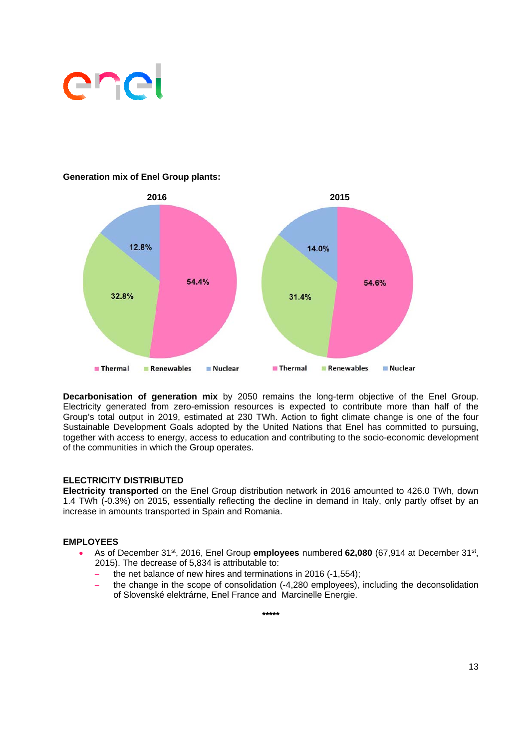**Generation mix of Enel Group plants:**

| | 2016 | 2015 |
|---|---|---|
| Thermal | 54.4% | 54.6% |
| Renewables | 32.8% | 31.4% |
| Nuclear | 12.8% | 14.0% |

**Decarbonisation of generation mix** by 2050 remains the long-term objective of the Enel Group. Electricity generated from zero-emission resources is expected to contribute more than half of the Group's total output in 2019, estimated at 230 TWh. Action to fight climate change is one of the four Sustainable Development Goals adopted by the United Nations that Enel has committed to pursuing, together with access to energy, access to education and contributing to the socio-economic development of the communities in which the Group operates.

## ELECTRICITY DISTRIBUTED

**Electricity transported** on the Enel Group distribution network in 2016 amounted to 426.0 TWh, down 1.4 TWh (-0.3%) on 2015, essentially reflecting the decline in demand in Italy, only partly offset by an increase in amounts transported in Spain and Romania.

## EMPLOYEES

- As of December 31st, 2016, Enel Group **employees** numbered **62,080** (67,914 at December 31st, 2015). The decrease of 5,834 is attributable to:
  - the net balance of new hires and terminations in 2016 (-1,554);
  - the change in the scope of consolidation (-4,280 employees), including the deconsolidation of Slovenské elektrárne, Enel France and Marcinelle Energie.

*****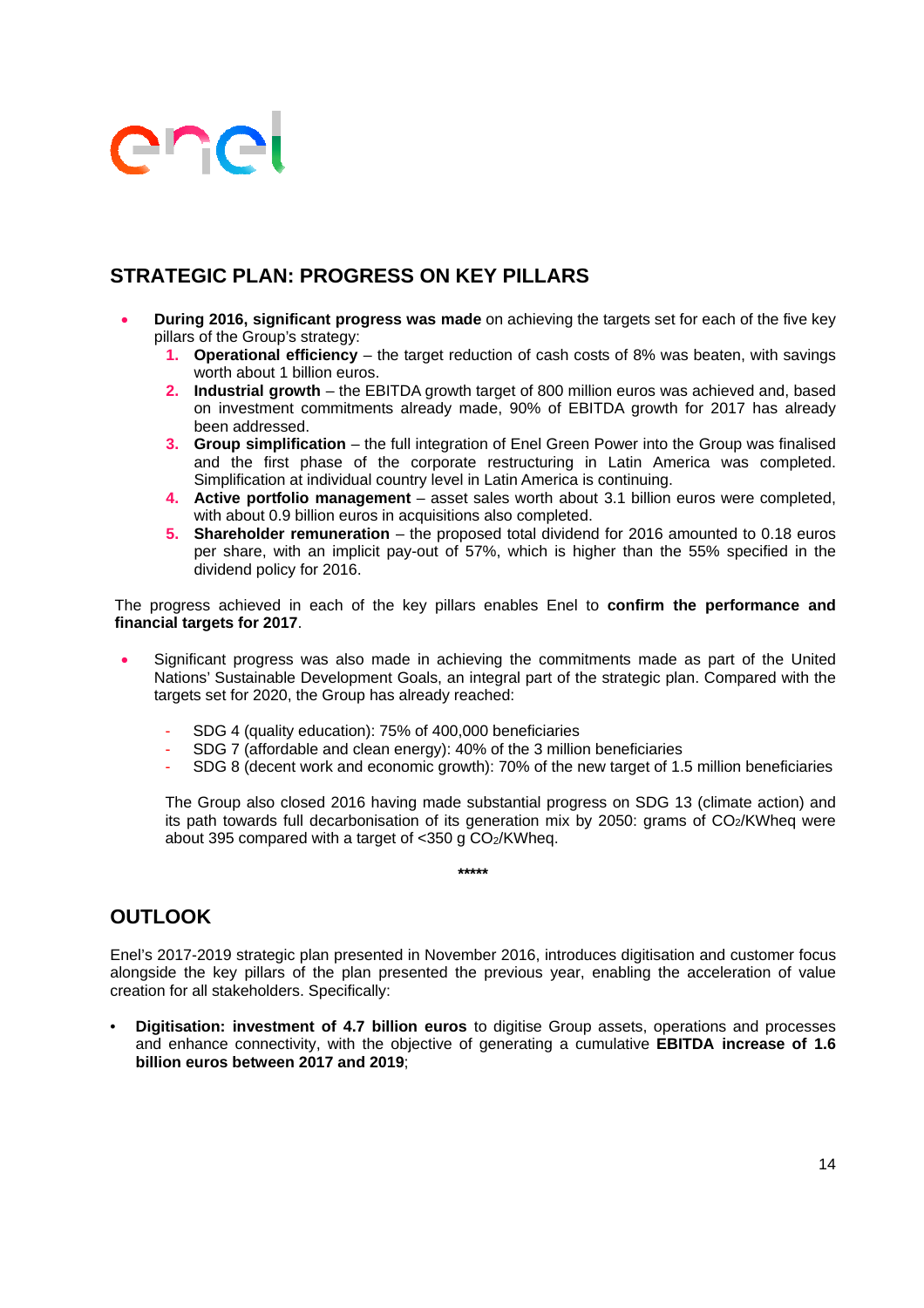## STRATEGIC PLAN: PROGRESS ON KEY PILLARS

- **During 2016, significant progress was made** on achieving the targets set for each of the five key pillars of the Group's strategy:
  1. **Operational efficiency** – the target reduction of cash costs of 8% was beaten, with savings worth about 1 billion euros.
  2. **Industrial growth** – the EBITDA growth target of 800 million euros was achieved and, based on investment commitments already made, 90% of EBITDA growth for 2017 has already been addressed.
  3. **Group simplification** – the full integration of Enel Green Power into the Group was finalised and the first phase of the corporate restructuring in Latin America was completed. Simplification at individual country level in Latin America is continuing.
  4. **Active portfolio management** – asset sales worth about 3.1 billion euros were completed, with about 0.9 billion euros in acquisitions also completed.
  5. **Shareholder remuneration** – the proposed total dividend for 2016 amounted to 0.18 euros per share, with an implicit pay-out of 57%, which is higher than the 55% specified in the dividend policy for 2016.

The progress achieved in each of the key pillars enables Enel to **confirm the performance and financial targets for 2017**.

- Significant progress was also made in achieving the commitments made as part of the United Nations' Sustainable Development Goals, an integral part of the strategic plan. Compared with the targets set for 2020, the Group has already reached:

  - SDG 4 (quality education): 75% of 400,000 beneficiaries
  - SDG 7 (affordable and clean energy): 40% of the 3 million beneficiaries
  - SDG 8 (decent work and economic growth): 70% of the new target of 1.5 million beneficiaries

  The Group also closed 2016 having made substantial progress on SDG 13 (climate action) and its path towards full decarbonisation of its generation mix by 2050: grams of $CO_2$/KWheq were about 395 compared with a target of <350 g $CO_2$/KWheq.

*****

## OUTLOOK

Enel's 2017-2019 strategic plan presented in November 2016, introduces digitisation and customer focus alongside the key pillars of the plan presented the previous year, enabling the acceleration of value creation for all stakeholders. Specifically:

- **Digitisation: investment of 4.7 billion euros** to digitise Group assets, operations and processes and enhance connectivity, with the objective of generating a cumulative **EBITDA increase of 1.6 billion euros between 2017 and 2019**;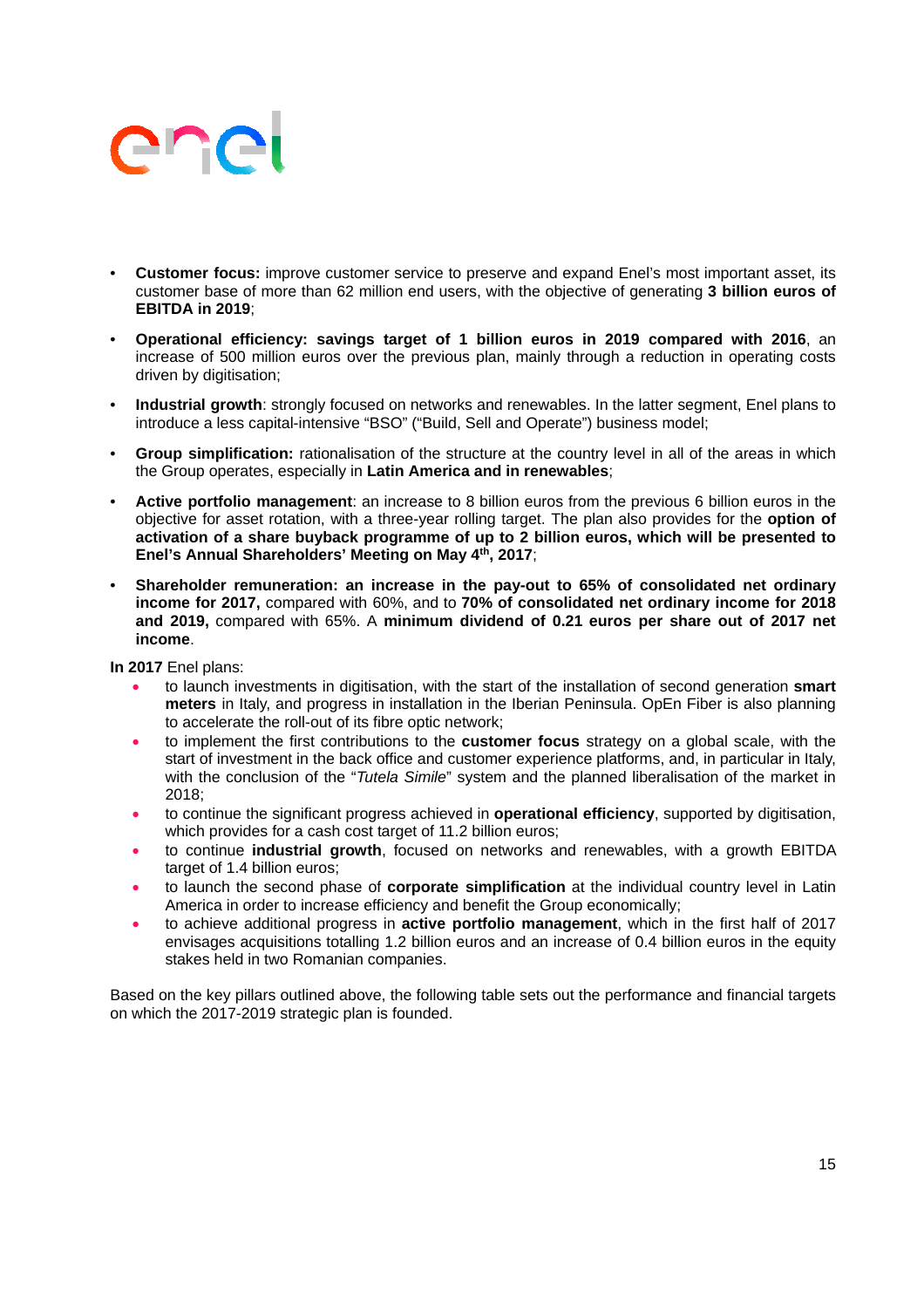- **Customer focus:** improve customer service to preserve and expand Enel's most important asset, its customer base of more than 62 million end users, with the objective of generating **3 billion euros of EBITDA in 2019**;
- **Operational efficiency: savings target of 1 billion euros in 2019 compared with 2016**, an increase of 500 million euros over the previous plan, mainly through a reduction in operating costs driven by digitisation;
- **Industrial growth**: strongly focused on networks and renewables. In the latter segment, Enel plans to introduce a less capital-intensive "BSO" ("Build, Sell and Operate") business model;
- **Group simplification:** rationalisation of the structure at the country level in all of the areas in which the Group operates, especially in **Latin America and in renewables**;
- **Active portfolio management**: an increase to 8 billion euros from the previous 6 billion euros in the objective for asset rotation, with a three-year rolling target. The plan also provides for the **option of activation of a share buyback programme of up to 2 billion euros, which will be presented to Enel's Annual Shareholders' Meeting on May 4th, 2017**;
- **Shareholder remuneration: an increase in the pay-out to 65% of consolidated net ordinary income for 2017,** compared with 60%, and to **70% of consolidated net ordinary income for 2018 and 2019,** compared with 65%. A **minimum dividend of 0.21 euros per share out of 2017 net income**.

**In 2017** Enel plans:

- to launch investments in digitisation, with the start of the installation of second generation **smart meters** in Italy, and progress in installation in the Iberian Peninsula. OpEn Fiber is also planning to accelerate the roll-out of its fibre optic network;
- to implement the first contributions to the **customer focus** strategy on a global scale, with the start of investment in the back office and customer experience platforms, and, in particular in Italy, with the conclusion of the "*Tutela Simile*" system and the planned liberalisation of the market in 2018;
- to continue the significant progress achieved in **operational efficiency**, supported by digitisation, which provides for a cash cost target of 11.2 billion euros;
- to continue **industrial growth**, focused on networks and renewables, with a growth EBITDA target of 1.4 billion euros;
- to launch the second phase of **corporate simplification** at the individual country level in Latin America in order to increase efficiency and benefit the Group economically;
- to achieve additional progress in **active portfolio management**, which in the first half of 2017 envisages acquisitions totalling 1.2 billion euros and an increase of 0.4 billion euros in the equity stakes held in two Romanian companies.

Based on the key pillars outlined above, the following table sets out the performance and financial targets on which the 2017-2019 strategic plan is founded.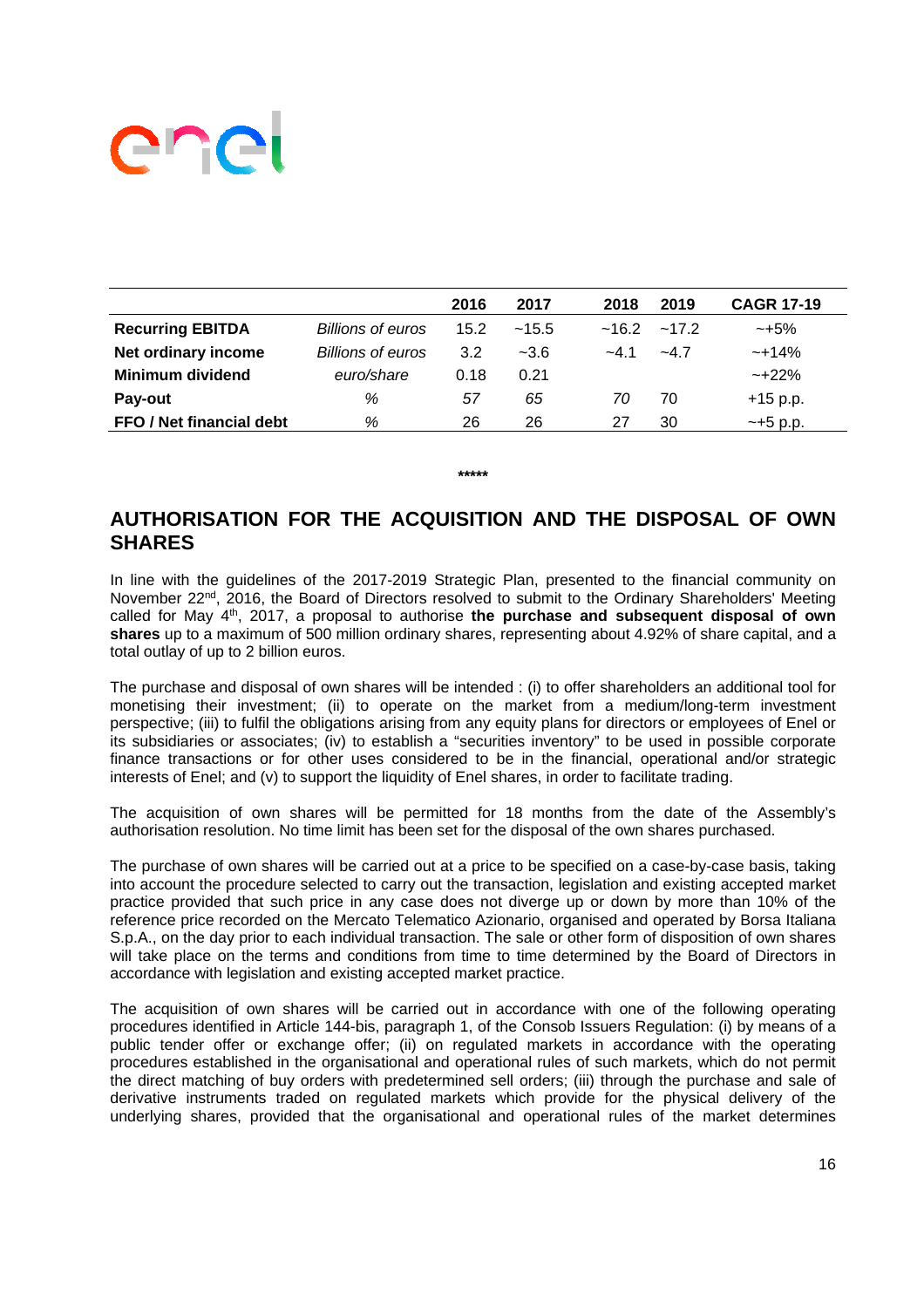|  |  | 2016 | 2017 | 2018 | 2019 | CAGR 17-19 |
|---|---|---|---|---|---|---|
| **Recurring EBITDA** | *Billions of euros* | 15.2 | ~15.5 | ~16.2 | ~17.2 | ~+5% |
| **Net ordinary income** | *Billions of euros* | 3.2 | ~3.6 | ~4.1 | ~4.7 | ~+14% |
| **Minimum dividend** | *euro/share* | 0.18 | 0.21 |  |  | ~+22% |
| **Pay-out** | *%* | *57* | *65* | *70* | 70 | +15 p.p. |
| **FFO / Net financial debt** | *%* | 26 | 26 | 27 | 30 | ~+5 p.p. |

*****

## AUTHORISATION FOR THE ACQUISITION AND THE DISPOSAL OF OWN SHARES

In line with the guidelines of the 2017-2019 Strategic Plan, presented to the financial community on November 22nd, 2016, the Board of Directors resolved to submit to the Ordinary Shareholders' Meeting called for May 4th, 2017, a proposal to authorise **the purchase and subsequent disposal of own shares** up to a maximum of 500 million ordinary shares, representing about 4.92% of share capital, and a total outlay of up to 2 billion euros.

The purchase and disposal of own shares will be intended : (i) to offer shareholders an additional tool for monetising their investment; (ii) to operate on the market from a medium/long-term investment perspective; (iii) to fulfil the obligations arising from any equity plans for directors or employees of Enel or its subsidiaries or associates; (iv) to establish a "securities inventory" to be used in possible corporate finance transactions or for other uses considered to be in the financial, operational and/or strategic interests of Enel; and (v) to support the liquidity of Enel shares, in order to facilitate trading.

The acquisition of own shares will be permitted for 18 months from the date of the Assembly's authorisation resolution. No time limit has been set for the disposal of the own shares purchased.

The purchase of own shares will be carried out at a price to be specified on a case-by-case basis, taking into account the procedure selected to carry out the transaction, legislation and existing accepted market practice provided that such price in any case does not diverge up or down by more than 10% of the reference price recorded on the Mercato Telematico Azionario, organised and operated by Borsa Italiana S.p.A., on the day prior to each individual transaction. The sale or other form of disposition of own shares will take place on the terms and conditions from time to time determined by the Board of Directors in accordance with legislation and existing accepted market practice.

The acquisition of own shares will be carried out in accordance with one of the following operating procedures identified in Article 144-bis, paragraph 1, of the Consob Issuers Regulation: (i) by means of a public tender offer or exchange offer; (ii) on regulated markets in accordance with the operating procedures established in the organisational and operational rules of such markets, which do not permit the direct matching of buy orders with predetermined sell orders; (iii) through the purchase and sale of derivative instruments traded on regulated markets which provide for the physical delivery of the underlying shares, provided that the organisational and operational rules of the market determines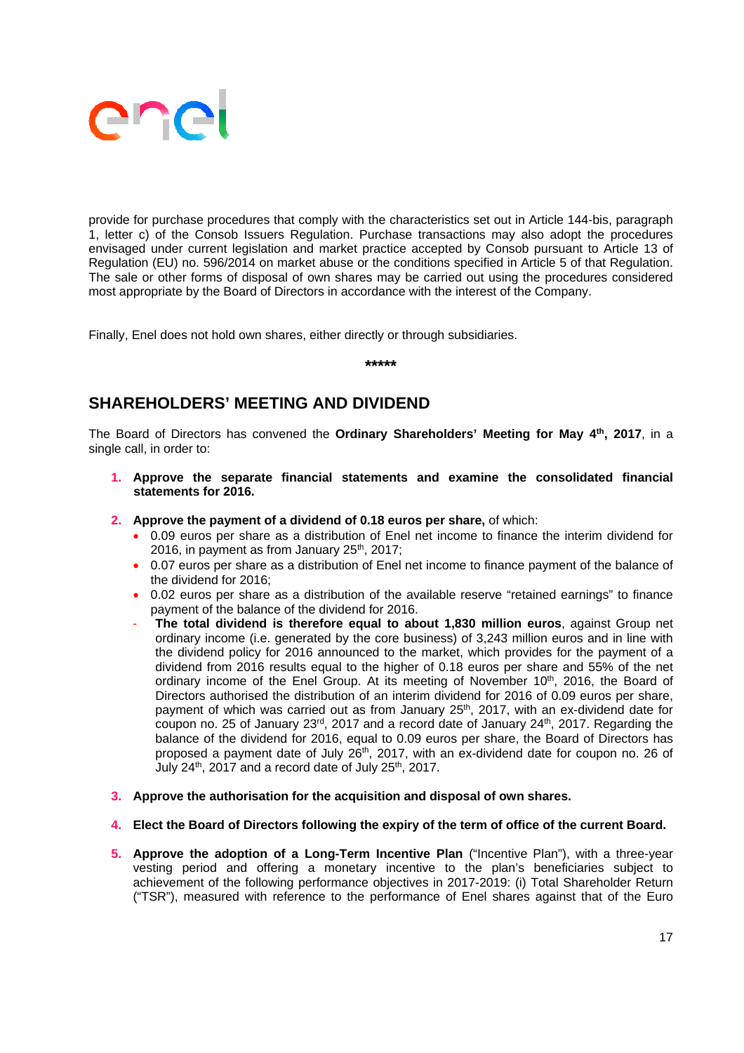provide for purchase procedures that comply with the characteristics set out in Article 144-bis, paragraph 1, letter c) of the Consob Issuers Regulation. Purchase transactions may also adopt the procedures envisaged under current legislation and market practice accepted by Consob pursuant to Article 13 of Regulation (EU) no. 596/2014 on market abuse or the conditions specified in Article 5 of that Regulation. The sale or other forms of disposal of own shares may be carried out using the procedures considered most appropriate by the Board of Directors in accordance with the interest of the Company.

Finally, Enel does not hold own shares, either directly or through subsidiaries.

*****

## SHAREHOLDERS' MEETING AND DIVIDEND

The Board of Directors has convened the **Ordinary Shareholders' Meeting for May 4th, 2017**, in a single call, in order to:

1. **Approve the separate financial statements and examine the consolidated financial statements for 2016.**

2. **Approve the payment of a dividend of 0.18 euros per share,** of which:
   - 0.09 euros per share as a distribution of Enel net income to finance the interim dividend for 2016, in payment as from January 25th, 2017;
   - 0.07 euros per share as a distribution of Enel net income to finance payment of the balance of the dividend for 2016;
   - 0.02 euros per share as a distribution of the available reserve "retained earnings" to finance payment of the balance of the dividend for 2016.
   - **The total dividend is therefore equal to about 1,830 million euros**, against Group net ordinary income (i.e. generated by the core business) of 3,243 million euros and in line with the dividend policy for 2016 announced to the market, which provides for the payment of a dividend from 2016 results equal to the higher of 0.18 euros per share and 55% of the net ordinary income of the Enel Group. At its meeting of November 10th, 2016, the Board of Directors authorised the distribution of an interim dividend for 2016 of 0.09 euros per share, payment of which was carried out as from January 25th, 2017, with an ex-dividend date for coupon no. 25 of January 23rd, 2017 and a record date of January 24th, 2017. Regarding the balance of the dividend for 2016, equal to 0.09 euros per share, the Board of Directors has proposed a payment date of July 26th, 2017, with an ex-dividend date for coupon no. 26 of July 24th, 2017 and a record date of July 25th, 2017.

3. **Approve the authorisation for the acquisition and disposal of own shares.**

4. **Elect the Board of Directors following the expiry of the term of office of the current Board.**

5. **Approve the adoption of a Long-Term Incentive Plan** ("Incentive Plan"), with a three-year vesting period and offering a monetary incentive to the plan's beneficiaries subject to achievement of the following performance objectives in 2017-2019: (i) Total Shareholder Return ("TSR"), measured with reference to the performance of Enel shares against that of the Euro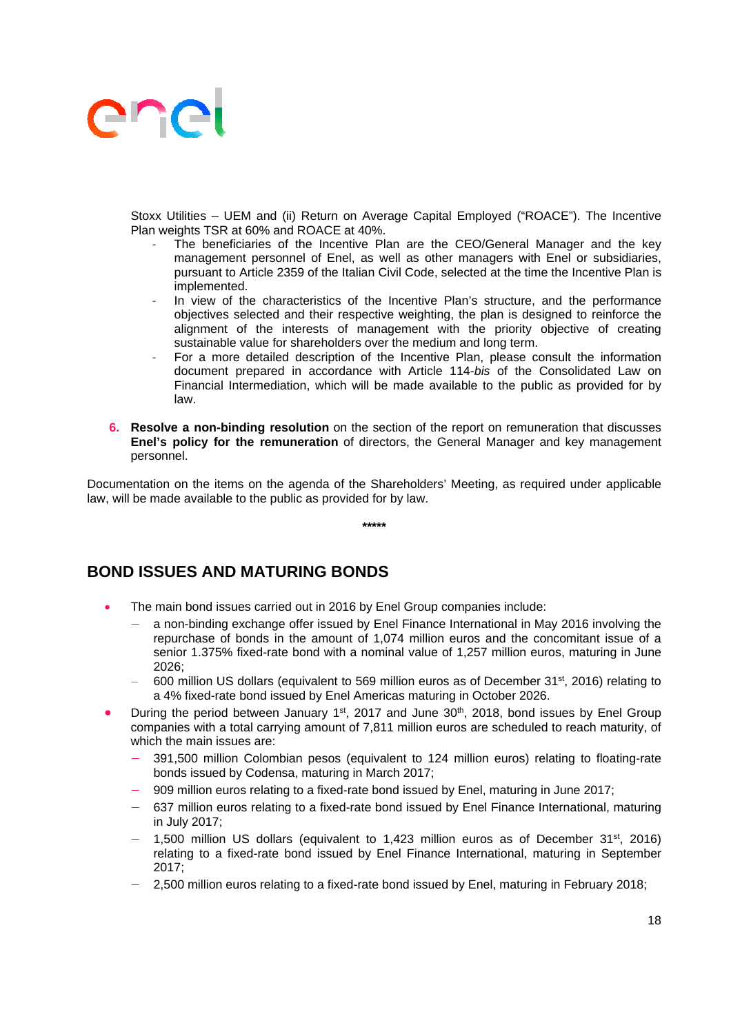Stoxx Utilities – UEM and (ii) Return on Average Capital Employed ("ROACE"). The Incentive Plan weights TSR at 60% and ROACE at 40%.

- The beneficiaries of the Incentive Plan are the CEO/General Manager and the key management personnel of Enel, as well as other managers with Enel or subsidiaries, pursuant to Article 2359 of the Italian Civil Code, selected at the time the Incentive Plan is implemented.
- In view of the characteristics of the Incentive Plan's structure, and the performance objectives selected and their respective weighting, the plan is designed to reinforce the alignment of the interests of management with the priority objective of creating sustainable value for shareholders over the medium and long term.
- For a more detailed description of the Incentive Plan, please consult the information document prepared in accordance with Article 114-*bis* of the Consolidated Law on Financial Intermediation, which will be made available to the public as provided for by law.

6. **Resolve a non-binding resolution** on the section of the report on remuneration that discusses **Enel's policy for the remuneration** of directors, the General Manager and key management personnel.

Documentation on the items on the agenda of the Shareholders' Meeting, as required under applicable law, will be made available to the public as provided for by law.

\*\*\*\*\*

## BOND ISSUES AND MATURING BONDS

- The main bond issues carried out in 2016 by Enel Group companies include:
  - a non-binding exchange offer issued by Enel Finance International in May 2016 involving the repurchase of bonds in the amount of 1,074 million euros and the concomitant issue of a senior 1.375% fixed-rate bond with a nominal value of 1,257 million euros, maturing in June 2026;
  - 600 million US dollars (equivalent to 569 million euros as of December 31st, 2016) relating to a 4% fixed-rate bond issued by Enel Americas maturing in October 2026.
- During the period between January 1st, 2017 and June 30th, 2018, bond issues by Enel Group companies with a total carrying amount of 7,811 million euros are scheduled to reach maturity, of which the main issues are:
  - 391,500 million Colombian pesos (equivalent to 124 million euros) relating to floating-rate bonds issued by Codensa, maturing in March 2017;
  - 909 million euros relating to a fixed-rate bond issued by Enel, maturing in June 2017;
  - 637 million euros relating to a fixed-rate bond issued by Enel Finance International, maturing in July 2017;
  - 1,500 million US dollars (equivalent to 1,423 million euros as of December 31st, 2016) relating to a fixed-rate bond issued by Enel Finance International, maturing in September 2017;
  - 2,500 million euros relating to a fixed-rate bond issued by Enel, maturing in February 2018;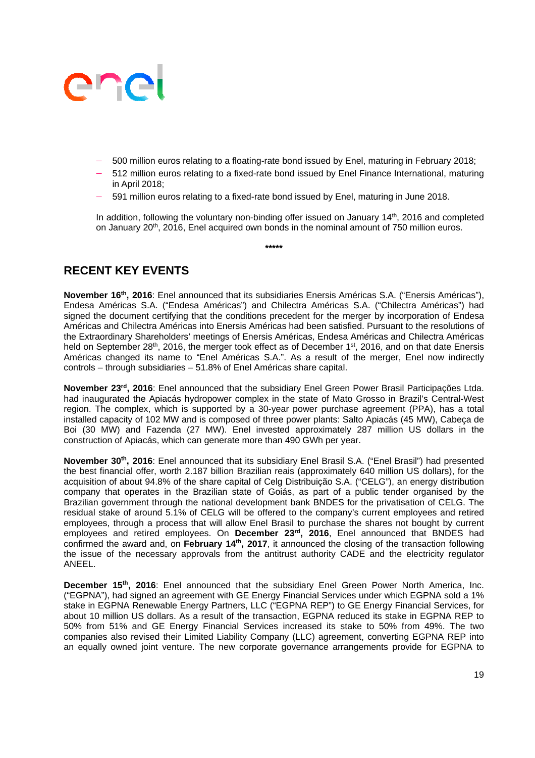- 500 million euros relating to a floating-rate bond issued by Enel, maturing in February 2018;
- 512 million euros relating to a fixed-rate bond issued by Enel Finance International, maturing in April 2018;
- 591 million euros relating to a fixed-rate bond issued by Enel, maturing in June 2018.

In addition, following the voluntary non-binding offer issued on January 14th, 2016 and completed on January 20th, 2016, Enel acquired own bonds in the nominal amount of 750 million euros.

*****

## RECENT KEY EVENTS

**November 16th, 2016**: Enel announced that its subsidiaries Enersis Américas S.A. ("Enersis Américas"), Endesa Américas S.A. ("Endesa Américas") and Chilectra Américas S.A. ("Chilectra Américas") had signed the document certifying that the conditions precedent for the merger by incorporation of Endesa Américas and Chilectra Américas into Enersis Américas had been satisfied. Pursuant to the resolutions of the Extraordinary Shareholders' meetings of Enersis Américas, Endesa Américas and Chilectra Américas held on September 28th, 2016, the merger took effect as of December 1st, 2016, and on that date Enersis Américas changed its name to "Enel Américas S.A.". As a result of the merger, Enel now indirectly controls – through subsidiaries – 51.8% of Enel Américas share capital.

**November 23rd, 2016**: Enel announced that the subsidiary Enel Green Power Brasil Participações Ltda. had inaugurated the Apiacás hydropower complex in the state of Mato Grosso in Brazil's Central-West region. The complex, which is supported by a 30-year power purchase agreement (PPA), has a total installed capacity of 102 MW and is composed of three power plants: Salto Apiacás (45 MW), Cabeça de Boi (30 MW) and Fazenda (27 MW). Enel invested approximately 287 million US dollars in the construction of Apiacás, which can generate more than 490 GWh per year.

**November 30th, 2016**: Enel announced that its subsidiary Enel Brasil S.A. ("Enel Brasil") had presented the best financial offer, worth 2.187 billion Brazilian reais (approximately 640 million US dollars), for the acquisition of about 94.8% of the share capital of Celg Distribuição S.A. ("CELG"), an energy distribution company that operates in the Brazilian state of Goiás, as part of a public tender organised by the Brazilian government through the national development bank BNDES for the privatisation of CELG. The residual stake of around 5.1% of CELG will be offered to the company's current employees and retired employees, through a process that will allow Enel Brasil to purchase the shares not bought by current employees and retired employees. On **December 23rd, 2016**, Enel announced that BNDES had confirmed the award and, on **February 14th, 2017**, it announced the closing of the transaction following the issue of the necessary approvals from the antitrust authority CADE and the electricity regulator ANEEL.

**December 15th, 2016**: Enel announced that the subsidiary Enel Green Power North America, Inc. ("EGPNA"), had signed an agreement with GE Energy Financial Services under which EGPNA sold a 1% stake in EGPNA Renewable Energy Partners, LLC ("EGPNA REP") to GE Energy Financial Services, for about 10 million US dollars. As a result of the transaction, EGPNA reduced its stake in EGPNA REP to 50% from 51% and GE Energy Financial Services increased its stake to 50% from 49%. The two companies also revised their Limited Liability Company (LLC) agreement, converting EGPNA REP into an equally owned joint venture. The new corporate governance arrangements provide for EGPNA to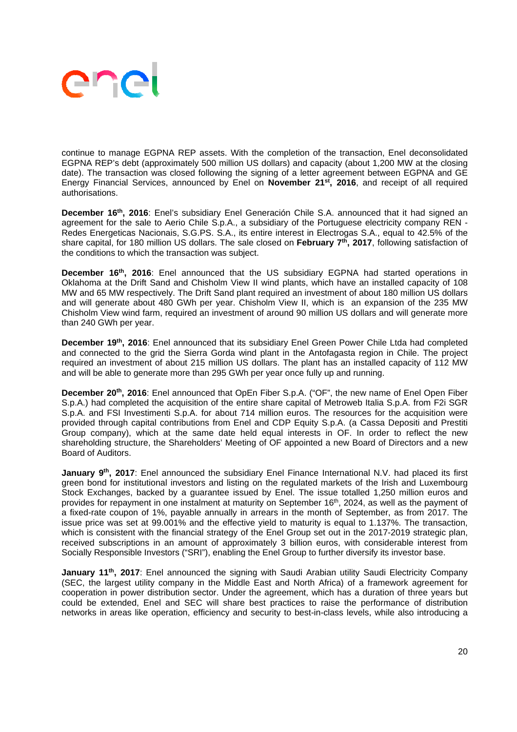continue to manage EGPNA REP assets. With the completion of the transaction, Enel deconsolidated EGPNA REP's debt (approximately 500 million US dollars) and capacity (about 1,200 MW at the closing date). The transaction was closed following the signing of a letter agreement between EGPNA and GE Energy Financial Services, announced by Enel on **November 21st, 2016**, and receipt of all required authorisations.

**December 16th, 2016**: Enel's subsidiary Enel Generación Chile S.A. announced that it had signed an agreement for the sale to Aerio Chile S.p.A., a subsidiary of the Portuguese electricity company REN - Redes Energeticas Nacionais, S.G.PS. S.A., its entire interest in Electrogas S.A., equal to 42.5% of the share capital, for 180 million US dollars. The sale closed on **February 7th, 2017**, following satisfaction of the conditions to which the transaction was subject.

**December 16th, 2016**: Enel announced that the US subsidiary EGPNA had started operations in Oklahoma at the Drift Sand and Chisholm View II wind plants, which have an installed capacity of 108 MW and 65 MW respectively. The Drift Sand plant required an investment of about 180 million US dollars and will generate about 480 GWh per year. Chisholm View II, which is an expansion of the 235 MW Chisholm View wind farm, required an investment of around 90 million US dollars and will generate more than 240 GWh per year.

**December 19th, 2016**: Enel announced that its subsidiary Enel Green Power Chile Ltda had completed and connected to the grid the Sierra Gorda wind plant in the Antofagasta region in Chile. The project required an investment of about 215 million US dollars. The plant has an installed capacity of 112 MW and will be able to generate more than 295 GWh per year once fully up and running.

**December 20th, 2016**: Enel announced that OpEn Fiber S.p.A. ("OF", the new name of Enel Open Fiber S.p.A.) had completed the acquisition of the entire share capital of Metroweb Italia S.p.A. from F2i SGR S.p.A. and FSI Investimenti S.p.A. for about 714 million euros. The resources for the acquisition were provided through capital contributions from Enel and CDP Equity S.p.A. (a Cassa Depositi and Prestiti Group company), which at the same date held equal interests in OF. In order to reflect the new shareholding structure, the Shareholders' Meeting of OF appointed a new Board of Directors and a new Board of Auditors.

**January 9th, 2017**: Enel announced the subsidiary Enel Finance International N.V. had placed its first green bond for institutional investors and listing on the regulated markets of the Irish and Luxembourg Stock Exchanges, backed by a guarantee issued by Enel. The issue totalled 1,250 million euros and provides for repayment in one instalment at maturity on September 16th, 2024, as well as the payment of a fixed-rate coupon of 1%, payable annually in arrears in the month of September, as from 2017. The issue price was set at 99.001% and the effective yield to maturity is equal to 1.137%. The transaction, which is consistent with the financial strategy of the Enel Group set out in the 2017-2019 strategic plan, received subscriptions in an amount of approximately 3 billion euros, with considerable interest from Socially Responsible Investors ("SRI"), enabling the Enel Group to further diversify its investor base.

**January 11th, 2017**: Enel announced the signing with Saudi Arabian utility Saudi Electricity Company (SEC, the largest utility company in the Middle East and North Africa) of a framework agreement for cooperation in power distribution sector. Under the agreement, which has a duration of three years but could be extended, Enel and SEC will share best practices to raise the performance of distribution networks in areas like operation, efficiency and security to best-in-class levels, while also introducing a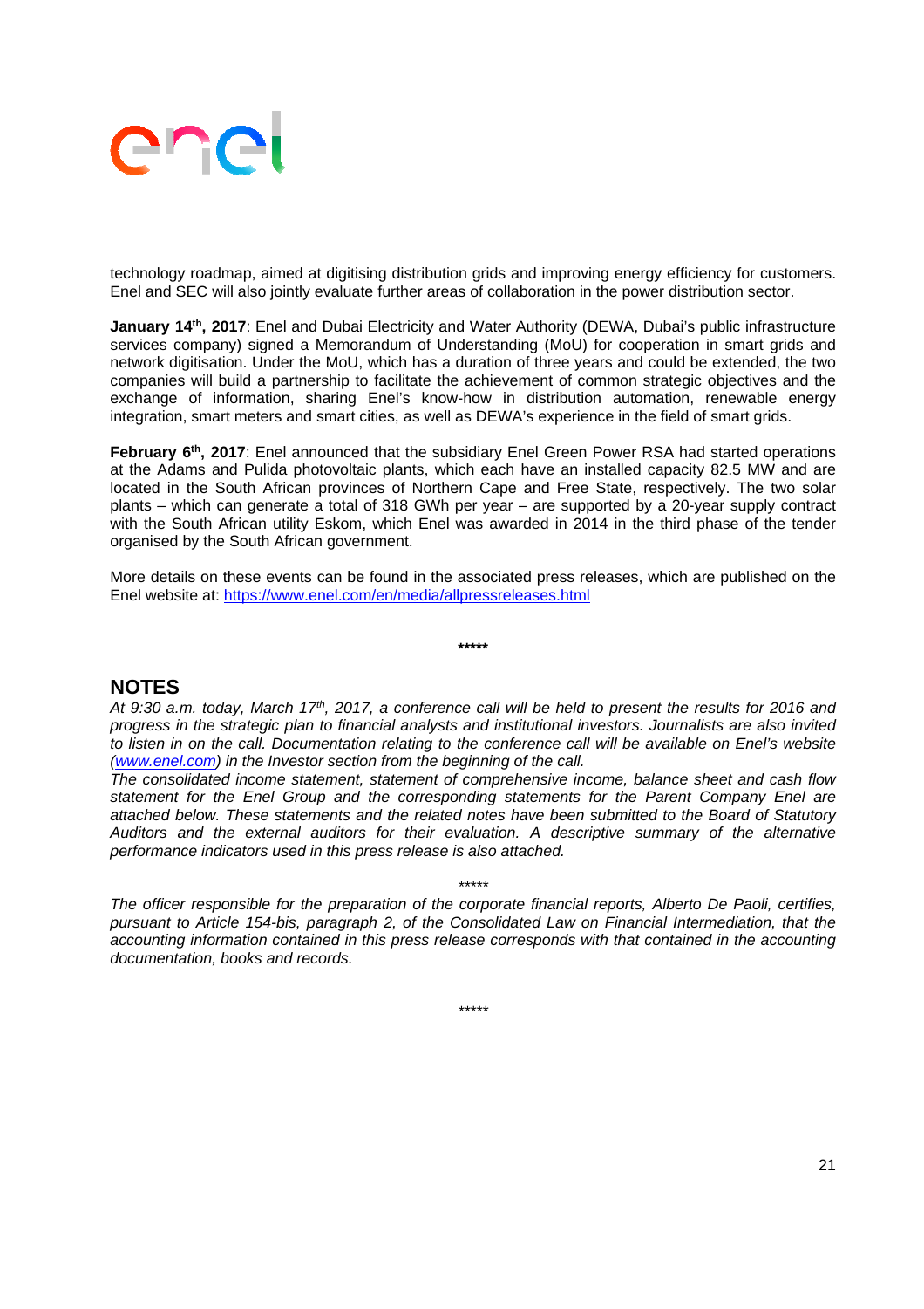technology roadmap, aimed at digitising distribution grids and improving energy efficiency for customers. Enel and SEC will also jointly evaluate further areas of collaboration in the power distribution sector.

**January 14th, 2017**: Enel and Dubai Electricity and Water Authority (DEWA, Dubai's public infrastructure services company) signed a Memorandum of Understanding (MoU) for cooperation in smart grids and network digitisation. Under the MoU, which has a duration of three years and could be extended, the two companies will build a partnership to facilitate the achievement of common strategic objectives and the exchange of information, sharing Enel's know-how in distribution automation, renewable energy integration, smart meters and smart cities, as well as DEWA's experience in the field of smart grids.

**February 6th, 2017**: Enel announced that the subsidiary Enel Green Power RSA had started operations at the Adams and Pulida photovoltaic plants, which each have an installed capacity 82.5 MW and are located in the South African provinces of Northern Cape and Free State, respectively. The two solar plants – which can generate a total of 318 GWh per year – are supported by a 20-year supply contract with the South African utility Eskom, which Enel was awarded in 2014 in the third phase of the tender organised by the South African government.

More details on these events can be found in the associated press releases, which are published on the Enel website at: https://www.enel.com/en/media/allpressreleases.html

*****

## NOTES

*At 9:30 a.m. today, March 17th, 2017, a conference call will be held to present the results for 2016 and progress in the strategic plan to financial analysts and institutional investors. Journalists are also invited to listen in on the call. Documentation relating to the conference call will be available on Enel's website (www.enel.com) in the Investor section from the beginning of the call.*

*The consolidated income statement, statement of comprehensive income, balance sheet and cash flow statement for the Enel Group and the corresponding statements for the Parent Company Enel are attached below. These statements and the related notes have been submitted to the Board of Statutory Auditors and the external auditors for their evaluation. A descriptive summary of the alternative performance indicators used in this press release is also attached.*

*****

*The officer responsible for the preparation of the corporate financial reports, Alberto De Paoli, certifies, pursuant to Article 154-bis, paragraph 2, of the Consolidated Law on Financial Intermediation, that the accounting information contained in this press release corresponds with that contained in the accounting documentation, books and records.*

*****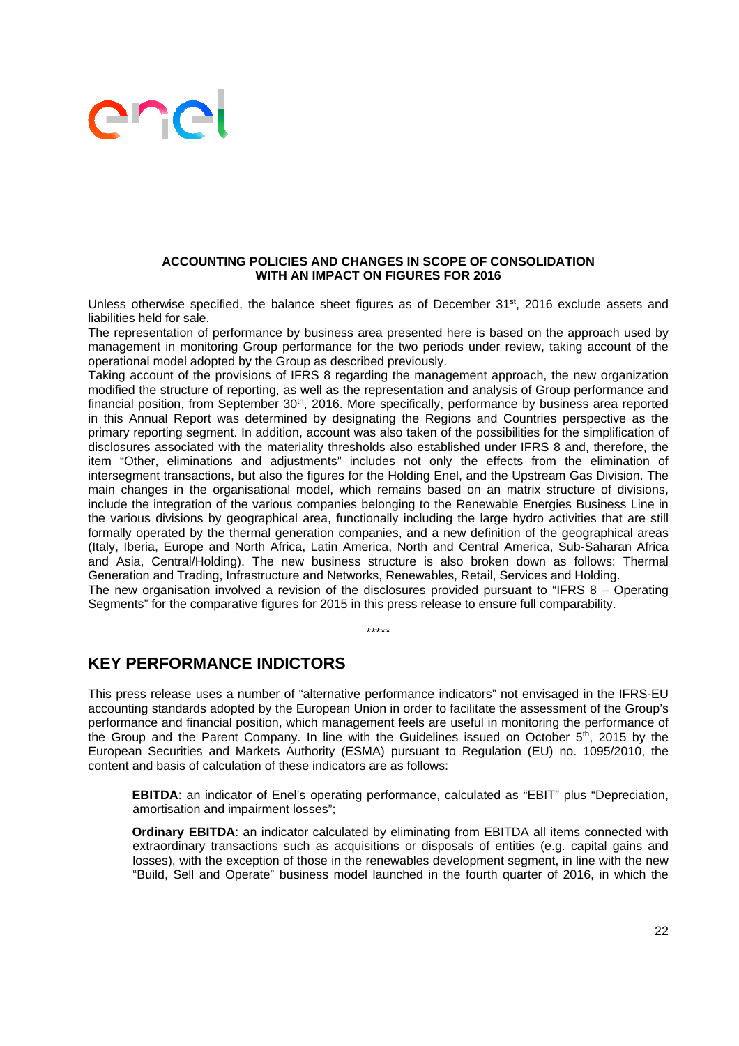**ACCOUNTING POLICIES AND CHANGES IN SCOPE OF CONSOLIDATION WITH AN IMPACT ON FIGURES FOR 2016**

Unless otherwise specified, the balance sheet figures as of December 31st, 2016 exclude assets and liabilities held for sale.

The representation of performance by business area presented here is based on the approach used by management in monitoring Group performance for the two periods under review, taking account of the operational model adopted by the Group as described previously.

Taking account of the provisions of IFRS 8 regarding the management approach, the new organization modified the structure of reporting, as well as the representation and analysis of Group performance and financial position, from September 30th, 2016. More specifically, performance by business area reported in this Annual Report was determined by designating the Regions and Countries perspective as the primary reporting segment. In addition, account was also taken of the possibilities for the simplification of disclosures associated with the materiality thresholds also established under IFRS 8 and, therefore, the item "Other, eliminations and adjustments" includes not only the effects from the elimination of intersegment transactions, but also the figures for the Holding Enel, and the Upstream Gas Division. The main changes in the organisational model, which remains based on an matrix structure of divisions, include the integration of the various companies belonging to the Renewable Energies Business Line in the various divisions by geographical area, functionally including the large hydro activities that are still formally operated by the thermal generation companies, and a new definition of the geographical areas (Italy, Iberia, Europe and North Africa, Latin America, North and Central America, Sub-Saharan Africa and Asia, Central/Holding). The new business structure is also broken down as follows: Thermal Generation and Trading, Infrastructure and Networks, Renewables, Retail, Services and Holding.

The new organisation involved a revision of the disclosures provided pursuant to "IFRS 8 – Operating Segments" for the comparative figures for 2015 in this press release to ensure full comparability.

\*\*\*\*\*

## KEY PERFORMANCE INDICTORS

This press release uses a number of "alternative performance indicators" not envisaged in the IFRS-EU accounting standards adopted by the European Union in order to facilitate the assessment of the Group's performance and financial position, which management feels are useful in monitoring the performance of the Group and the Parent Company. In line with the Guidelines issued on October 5th, 2015 by the European Securities and Markets Authority (ESMA) pursuant to Regulation (EU) no. 1095/2010, the content and basis of calculation of these indicators are as follows:

- **EBITDA**: an indicator of Enel's operating performance, calculated as "EBIT" plus "Depreciation, amortisation and impairment losses";
- **Ordinary EBITDA**: an indicator calculated by eliminating from EBITDA all items connected with extraordinary transactions such as acquisitions or disposals of entities (e.g. capital gains and losses), with the exception of those in the renewables development segment, in line with the new "Build, Sell and Operate" business model launched in the fourth quarter of 2016, in which the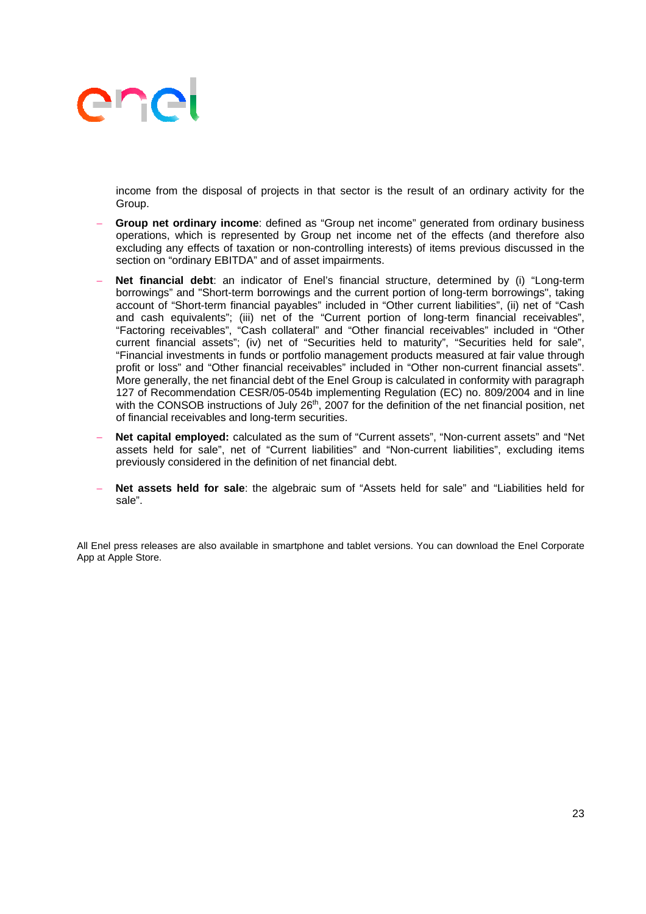income from the disposal of projects in that sector is the result of an ordinary activity for the Group.

- **Group net ordinary income**: defined as "Group net income" generated from ordinary business operations, which is represented by Group net income net of the effects (and therefore also excluding any effects of taxation or non-controlling interests) of items previous discussed in the section on "ordinary EBITDA" and of asset impairments.
- **Net financial debt**: an indicator of Enel's financial structure, determined by (i) "Long-term borrowings" and "Short-term borrowings and the current portion of long-term borrowings", taking account of "Short-term financial payables" included in "Other current liabilities", (ii) net of "Cash and cash equivalents"; (iii) net of the "Current portion of long-term financial receivables", "Factoring receivables", "Cash collateral" and "Other financial receivables" included in "Other current financial assets"; (iv) net of "Securities held to maturity", "Securities held for sale", "Financial investments in funds or portfolio management products measured at fair value through profit or loss" and "Other financial receivables" included in "Other non-current financial assets". More generally, the net financial debt of the Enel Group is calculated in conformity with paragraph 127 of Recommendation CESR/05-054b implementing Regulation (EC) no. 809/2004 and in line with the CONSOB instructions of July 26th, 2007 for the definition of the net financial position, net of financial receivables and long-term securities.
- **Net capital employed:** calculated as the sum of "Current assets", "Non-current assets" and "Net assets held for sale", net of "Current liabilities" and "Non-current liabilities", excluding items previously considered in the definition of net financial debt.
- **Net assets held for sale**: the algebraic sum of "Assets held for sale" and "Liabilities held for sale".

All Enel press releases are also available in smartphone and tablet versions. You can download the Enel Corporate App at Apple Store.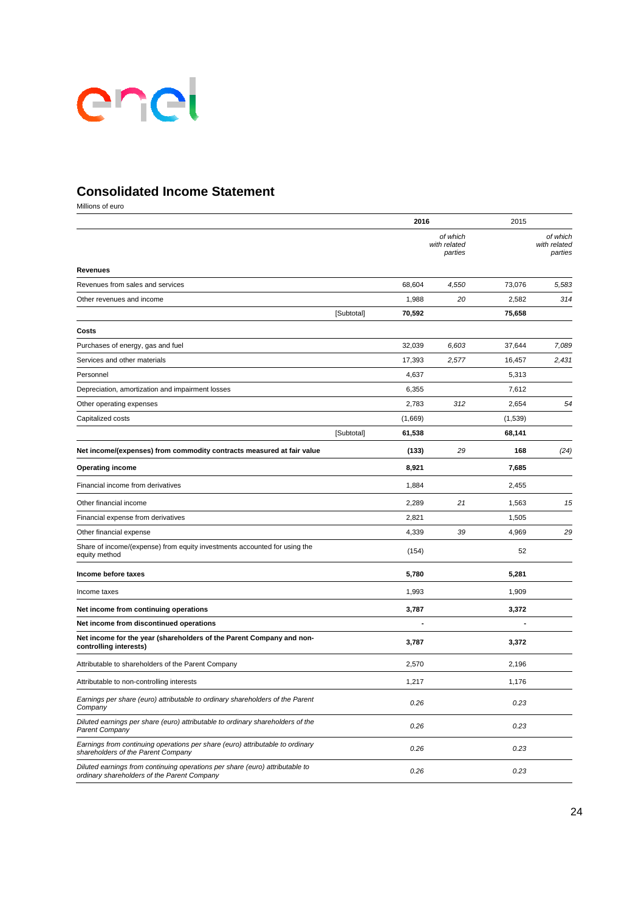## Consolidated Income Statement

Millions of euro

| | | 2016 | | 2015 | |
|---|---|---|---|---|---|
| | | | *of which with related parties* | | *of which with related parties* |
| **Revenues** | | | | | |
| Revenues from sales and services | | 68,604 | *4,550* | 73,076 | *5,583* |
| Other revenues and income | | 1,988 | *20* | 2,582 | *314* |
| | [Subtotal] | **70,592** | | **75,658** | |
| **Costs** | | | | | |
| Purchases of energy, gas and fuel | | 32,039 | *6,603* | 37,644 | *7,089* |
| Services and other materials | | 17,393 | *2,577* | 16,457 | *2,431* |
| Personnel | | 4,637 | | 5,313 | |
| Depreciation, amortization and impairment losses | | 6,355 | | 7,612 | |
| Other operating expenses | | 2,783 | *312* | 2,654 | *54* |
| Capitalized costs | | (1,669) | | (1,539) | |
| | [Subtotal] | **61,538** | | **68,141** | |
| **Net income/(expenses) from commodity contracts measured at fair value** | | **(133)** | *29* | **168** | *(24)* |
| **Operating income** | | **8,921** | | **7,685** | |
| Financial income from derivatives | | 1,884 | | 2,455 | |
| Other financial income | | 2,289 | *21* | 1,563 | *15* |
| Financial expense from derivatives | | 2,821 | | 1,505 | |
| Other financial expense | | 4,339 | *39* | 4,969 | *29* |
| Share of income/(expense) from equity investments accounted for using the equity method | | (154) | | 52 | |
| **Income before taxes** | | **5,780** | | **5,281** | |
| Income taxes | | 1,993 | | 1,909 | |
| **Net income from continuing operations** | | **3,787** | | **3,372** | |
| **Net income from discontinued operations** | | **-** | | **-** | |
| **Net income for the year (shareholders of the Parent Company and non-controlling interests)** | | **3,787** | | **3,372** | |
| Attributable to shareholders of the Parent Company | | 2,570 | | 2,196 | |
| Attributable to non-controlling interests | | 1,217 | | 1,176 | |
| *Earnings per share (euro) attributable to ordinary shareholders of the Parent Company* | | *0.26* | | *0.23* | |
| *Diluted earnings per share (euro) attributable to ordinary shareholders of the Parent Company* | | *0.26* | | *0.23* | |
| *Earnings from continuing operations per share (euro) attributable to ordinary shareholders of the Parent Company* | | *0.26* | | *0.23* | |
| *Diluted earnings from continuing operations per share (euro) attributable to ordinary shareholders of the Parent Company* | | *0.26* | | *0.23* | |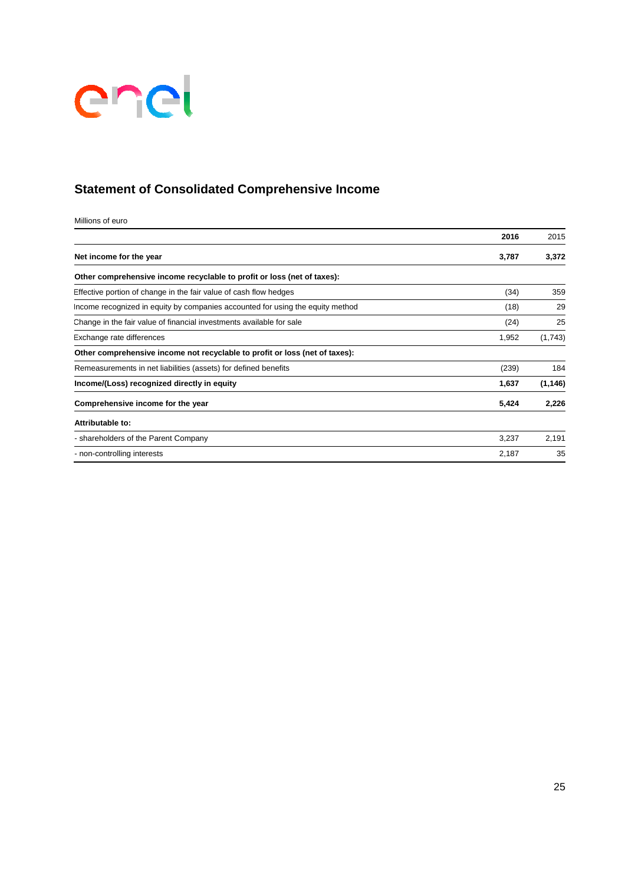## Statement of Consolidated Comprehensive Income

Millions of euro

| | **2016** | 2015 |
|---|---|---|
| **Net income for the year** | **3,787** | **3,372** |
| **Other comprehensive income recyclable to profit or loss (net of taxes):** | | |
| Effective portion of change in the fair value of cash flow hedges | (34) | 359 |
| Income recognized in equity by companies accounted for using the equity method | (18) | 29 |
| Change in the fair value of financial investments available for sale | (24) | 25 |
| Exchange rate differences | 1,952 | (1,743) |
| **Other comprehensive income not recyclable to profit or loss (net of taxes):** | | |
| Remeasurements in net liabilities (assets) for defined benefits | (239) | 184 |
| **Income/(Loss) recognized directly in equity** | **1,637** | **(1,146)** |
| **Comprehensive income for the year** | **5,424** | **2,226** |
| **Attributable to:** | | |
| - shareholders of the Parent Company | 3,237 | 2,191 |
| - non-controlling interests | 2,187 | 35 |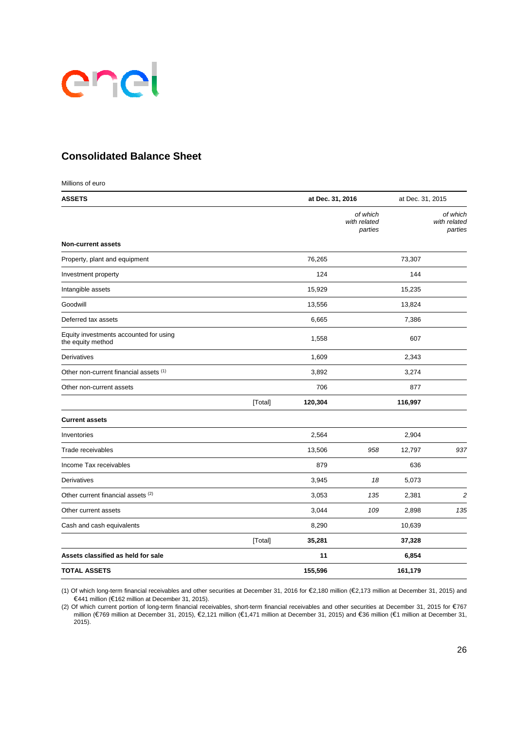## Consolidated Balance Sheet

Millions of euro

| ASSETS | | at Dec. 31, 2016 | | at Dec. 31, 2015 | |
|---|---|---|---|---|---|
| | | | *of which with related parties* | | *of which with related parties* |
| **Non-current assets** | | | | | |
| Property, plant and equipment | | 76,265 | | 73,307 | |
| Investment property | | 124 | | 144 | |
| Intangible assets | | 15,929 | | 15,235 | |
| Goodwill | | 13,556 | | 13,824 | |
| Deferred tax assets | | 6,665 | | 7,386 | |
| Equity investments accounted for using the equity method | | 1,558 | | 607 | |
| Derivatives | | 1,609 | | 2,343 | |
| Other non-current financial assets (1) | | 3,892 | | 3,274 | |
| Other non-current assets | | 706 | | 877 | |
| | [Total] | **120,304** | | **116,997** | |
| **Current assets** | | | | | |
| Inventories | | 2,564 | | 2,904 | |
| Trade receivables | | 13,506 | *958* | 12,797 | *937* |
| Income Tax receivables | | 879 | | 636 | |
| Derivatives | | 3,945 | *18* | 5,073 | |
| Other current financial assets (2) | | 3,053 | *135* | 2,381 | *2* |
| Other current assets | | 3,044 | *109* | 2,898 | *135* |
| Cash and cash equivalents | | 8,290 | | 10,639 | |
| | [Total] | **35,281** | | **37,328** | |
| **Assets classified as held for sale** | | **11** | | **6,854** | |
| **TOTAL ASSETS** | | **155,596** | | **161,179** | |

(1) Of which long-term financial receivables and other securities at December 31, 2016 for €2,180 million (€2,173 million at December 31, 2015) and €441 million (€162 million at December 31, 2015).

(2) Of which current portion of long-term financial receivables, short-term financial receivables and other securities at December 31, 2015 for €767 million (€769 million at December 31, 2015), €2,121 million (€1,471 million at December 31, 2015) and €36 million (€1 million at December 31, 2015).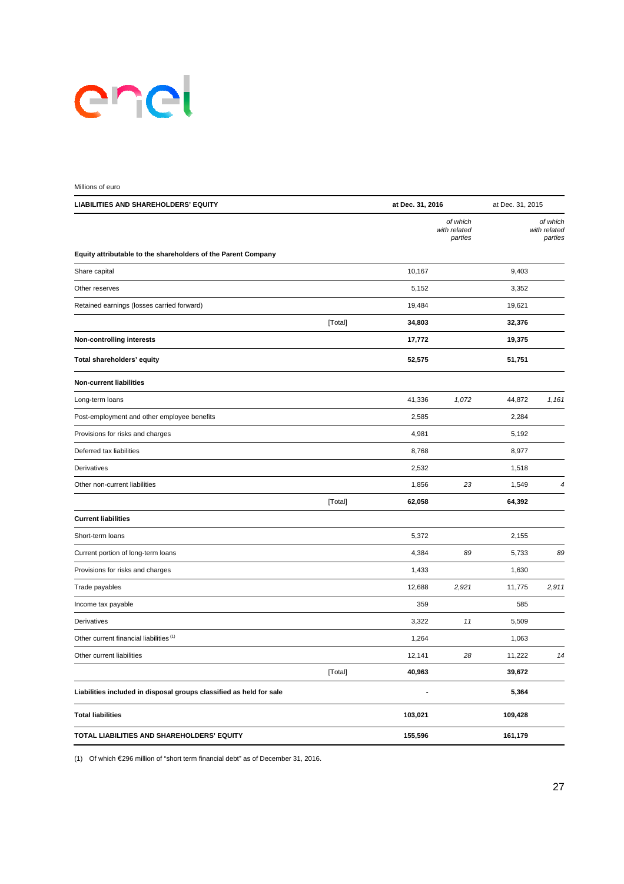Millions of euro

| LIABILITIES AND SHAREHOLDERS' EQUITY | | at Dec. 31, 2016 | | at Dec. 31, 2015 | |
|---|---|---|---|---|---|
| | | | *of which with related parties* | | *of which with related parties* |
| **Equity attributable to the shareholders of the Parent Company** | | | | | |
| Share capital | | 10,167 | | 9,403 | |
| Other reserves | | 5,152 | | 3,352 | |
| Retained earnings (losses carried forward) | | 19,484 | | 19,621 | |
| | [Total] | **34,803** | | **32,376** | |
| **Non-controlling interests** | | **17,772** | | **19,375** | |
| **Total shareholders' equity** | | **52,575** | | **51,751** | |
| **Non-current liabilities** | | | | | |
| Long-term loans | | 41,336 | *1,072* | 44,872 | *1,161* |
| Post-employment and other employee benefits | | 2,585 | | 2,284 | |
| Provisions for risks and charges | | 4,981 | | 5,192 | |
| Deferred tax liabilities | | 8,768 | | 8,977 | |
| Derivatives | | 2,532 | | 1,518 | |
| Other non-current liabilities | | 1,856 | *23* | 1,549 | *4* |
| | [Total] | **62,058** | | **64,392** | |
| **Current liabilities** | | | | | |
| Short-term loans | | 5,372 | | 2,155 | |
| Current portion of long-term loans | | 4,384 | *89* | 5,733 | *89* |
| Provisions for risks and charges | | 1,433 | | 1,630 | |
| Trade payables | | 12,688 | *2,921* | 11,775 | *2,911* |
| Income tax payable | | 359 | | 585 | |
| Derivatives | | 3,322 | *11* | 5,509 | |
| Other current financial liabilities (1) | | 1,264 | | 1,063 | |
| Other current liabilities | | 12,141 | *28* | 11,222 | *14* |
| | [Total] | **40,963** | | **39,672** | |
| **Liabilities included in disposal groups classified as held for sale** | | **-** | | **5,364** | |
| **Total liabilities** | | **103,021** | | **109,428** | |
| **TOTAL LIABILITIES AND SHAREHOLDERS' EQUITY** | | **155,596** | | **161,179** | |

(1) Of which €296 million of "short term financial debt" as of December 31, 2016.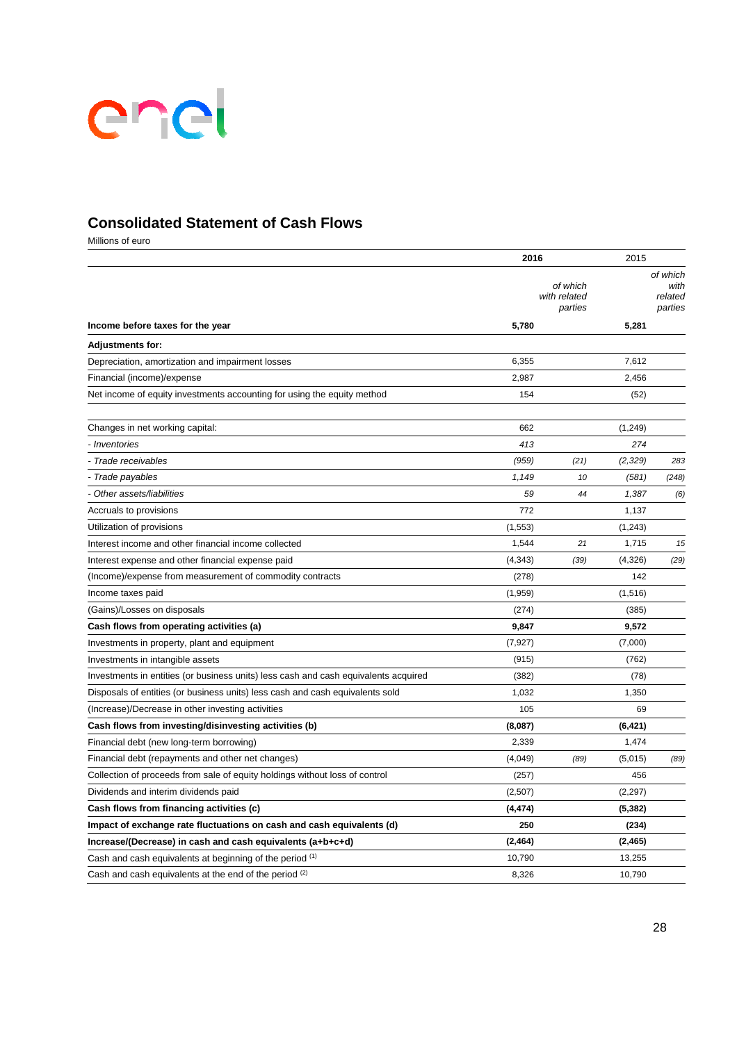## Consolidated Statement of Cash Flows

Millions of euro

| | 2016 | | 2015 | |
|---|---|---|---|---|
| | | *of which with related parties* | | *of which with related parties* |
| **Income before taxes for the year** | **5,780** | | **5,281** | |
| **Adjustments for:** | | | | |
| Depreciation, amortization and impairment losses | 6,355 | | 7,612 | |
| Financial (income)/expense | 2,987 | | 2,456 | |
| Net income of equity investments accounting for using the equity method | 154 | | (52) | |
| Changes in net working capital: | 662 | | (1,249) | |
| *- Inventories* | *413* | | *274* | |
| *- Trade receivables* | *(959)* | *(21)* | *(2,329)* | *283* |
| *- Trade payables* | *1,149* | *10* | *(581)* | *(248)* |
| *- Other assets/liabilities* | *59* | *44* | *1,387* | *(6)* |
| Accruals to provisions | 772 | | 1,137 | |
| Utilization of provisions | (1,553) | | (1,243) | |
| Interest income and other financial income collected | 1,544 | *21* | 1,715 | *15* |
| Interest expense and other financial expense paid | (4,343) | *(39)* | (4,326) | *(29)* |
| (Income)/expense from measurement of commodity contracts | (278) | | 142 | |
| Income taxes paid | (1,959) | | (1,516) | |
| (Gains)/Losses on disposals | (274) | | (385) | |
| **Cash flows from operating activities (a)** | **9,847** | | **9,572** | |
| Investments in property, plant and equipment | (7,927) | | (7,000) | |
| Investments in intangible assets | (915) | | (762) | |
| Investments in entities (or business units) less cash and cash equivalents acquired | (382) | | (78) | |
| Disposals of entities (or business units) less cash and cash equivalents sold | 1,032 | | 1,350 | |
| (Increase)/Decrease in other investing activities | 105 | | 69 | |
| **Cash flows from investing/disinvesting activities (b)** | **(8,087)** | | **(6,421)** | |
| Financial debt (new long-term borrowing) | 2,339 | | 1,474 | |
| Financial debt (repayments and other net changes) | (4,049) | *(89)* | (5,015) | *(89)* |
| Collection of proceeds from sale of equity holdings without loss of control | (257) | | 456 | |
| Dividends and interim dividends paid | (2,507) | | (2,297) | |
| **Cash flows from financing activities (c)** | **(4,474)** | | **(5,382)** | |
| **Impact of exchange rate fluctuations on cash and cash equivalents (d)** | **250** | | **(234)** | |
| **Increase/(Decrease) in cash and cash equivalents (a+b+c+d)** | **(2,464)** | | **(2,465)** | |
| Cash and cash equivalents at beginning of the period [1] | 10,790 | | 13,255 | |
| Cash and cash equivalents at the end of the period [2] | 8,326 | | 10,790 | |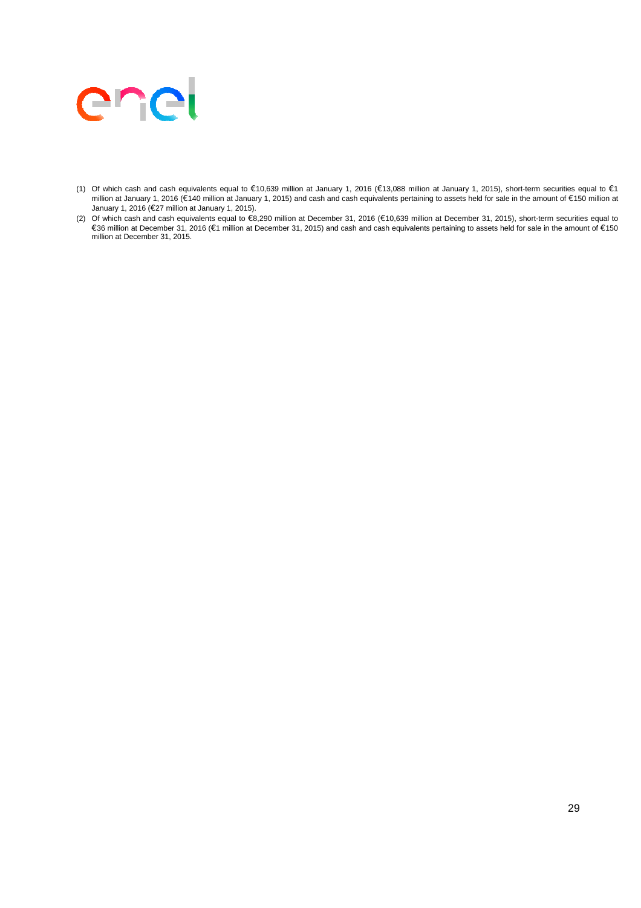(1) Of which cash and cash equivalents equal to €10,639 million at January 1, 2016 (€13,088 million at January 1, 2015), short-term securities equal to €1 million at January 1, 2016 (€140 million at January 1, 2015) and cash and cash equivalents pertaining to assets held for sale in the amount of €150 million at January 1, 2016 (€27 million at January 1, 2015).

(2) Of which cash and cash equivalents equal to €8,290 million at December 31, 2016 (€10,639 million at December 31, 2015), short-term securities equal to €36 million at December 31, 2016 (€1 million at December 31, 2015) and cash and cash equivalents pertaining to assets held for sale in the amount of €150 million at December 31, 2015.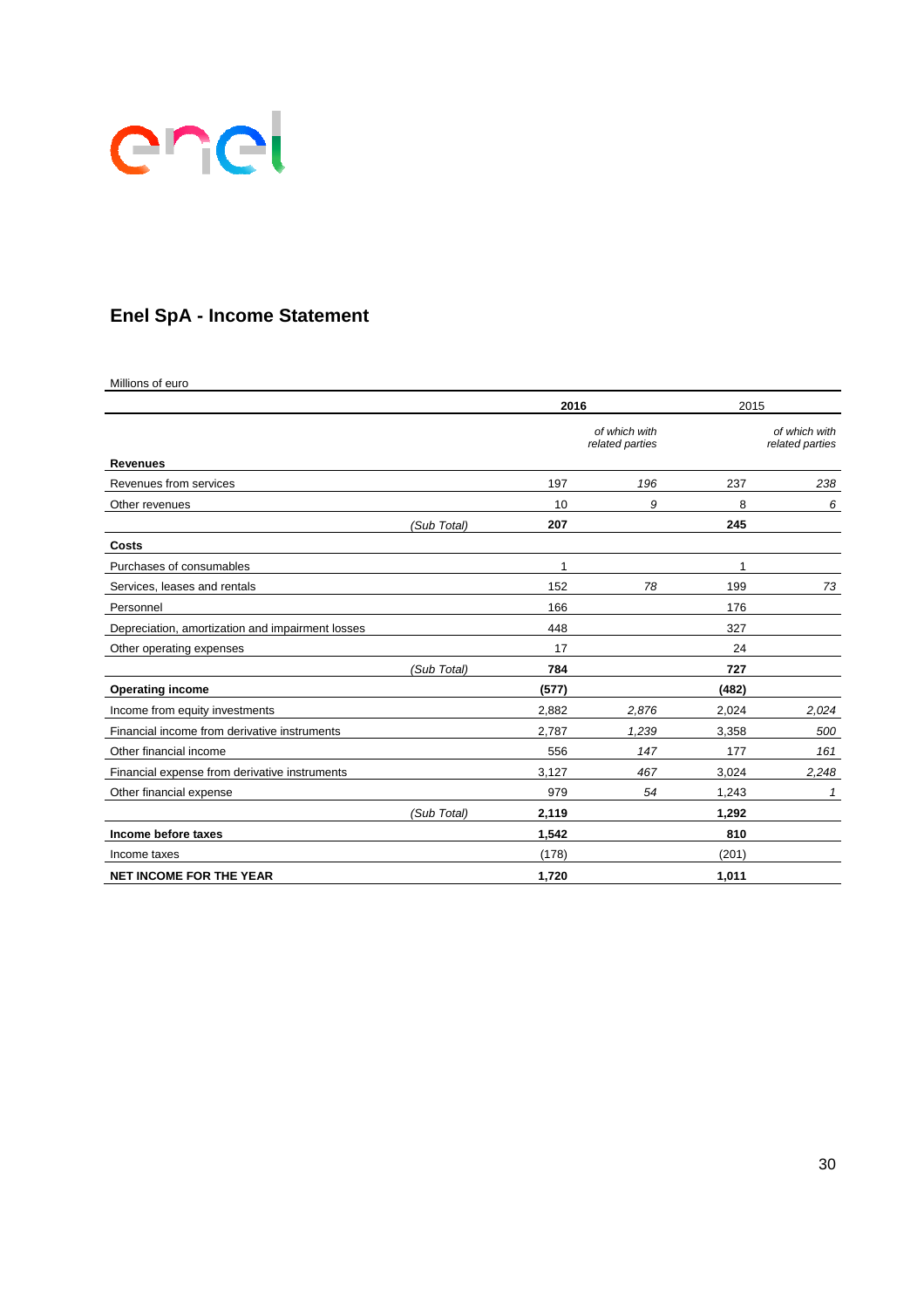# Enel SpA - Income Statement

Millions of euro

| | | 2016 | | 2015 | |
|---|---|---|---|---|---|
| | | | *of which with related parties* | | *of which with related parties* |
| **Revenues** | | | | | |
| Revenues from services | | 197 | *196* | 237 | *238* |
| Other revenues | | 10 | *9* | 8 | *6* |
| | *(Sub Total)* | **207** | | **245** | |
| **Costs** | | | | | |
| Purchases of consumables | | 1 | | 1 | |
| Services, leases and rentals | | 152 | *78* | 199 | *73* |
| Personnel | | 166 | | 176 | |
| Depreciation, amortization and impairment losses | | 448 | | 327 | |
| Other operating expenses | | 17 | | 24 | |
| | *(Sub Total)* | **784** | | **727** | |
| **Operating income** | | **(577)** | | **(482)** | |
| Income from equity investments | | 2,882 | *2,876* | 2,024 | *2,024* |
| Financial income from derivative instruments | | 2,787 | *1,239* | 3,358 | *500* |
| Other financial income | | 556 | *147* | 177 | *161* |
| Financial expense from derivative instruments | | 3,127 | *467* | 3,024 | *2,248* |
| Other financial expense | | 979 | *54* | 1,243 | *1* |
| | *(Sub Total)* | **2,119** | | **1,292** | |
| **Income before taxes** | | **1,542** | | **810** | |
| Income taxes | | (178) | | (201) | |
| **NET INCOME FOR THE YEAR** | | **1,720** | | **1,011** | |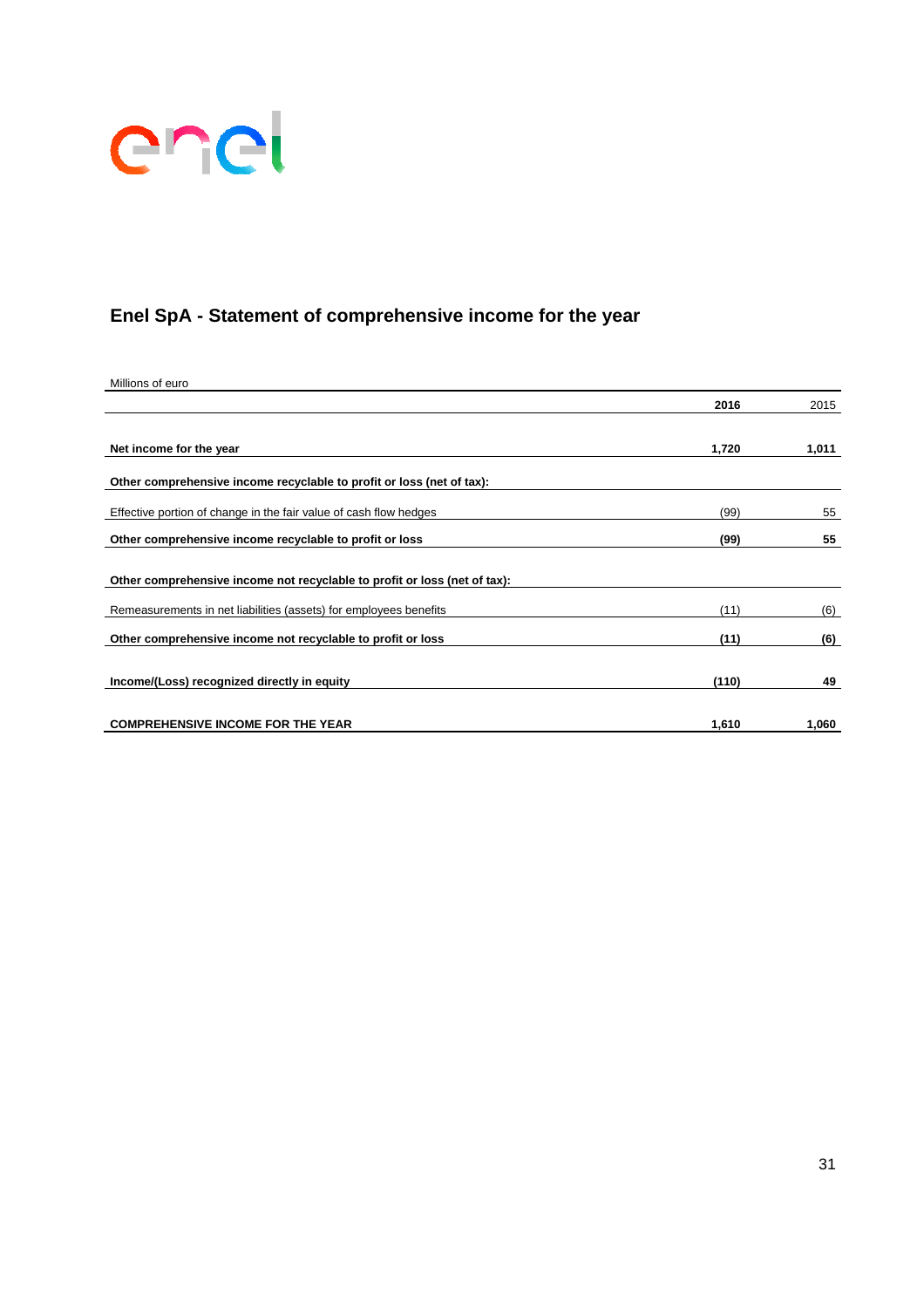## Enel SpA - Statement of comprehensive income for the year

Millions of euro

| | **2016** | 2015 |
|---|---|---|
| **Net income for the year** | **1,720** | **1,011** |
| **Other comprehensive income recyclable to profit or loss (net of tax):** | | |
| Effective portion of change in the fair value of cash flow hedges | (99) | 55 |
| **Other comprehensive income recyclable to profit or loss** | **(99)** | **55** |
| **Other comprehensive income not recyclable to profit or loss (net of tax):** | | |
| Remeasurements in net liabilities (assets) for employees benefits | (11) | (6) |
| **Other comprehensive income not recyclable to profit or loss** | **(11)** | **(6)** |
| **Income/(Loss) recognized directly in equity** | **(110)** | **49** |
| **COMPREHENSIVE INCOME FOR THE YEAR** | **1,610** | **1,060** |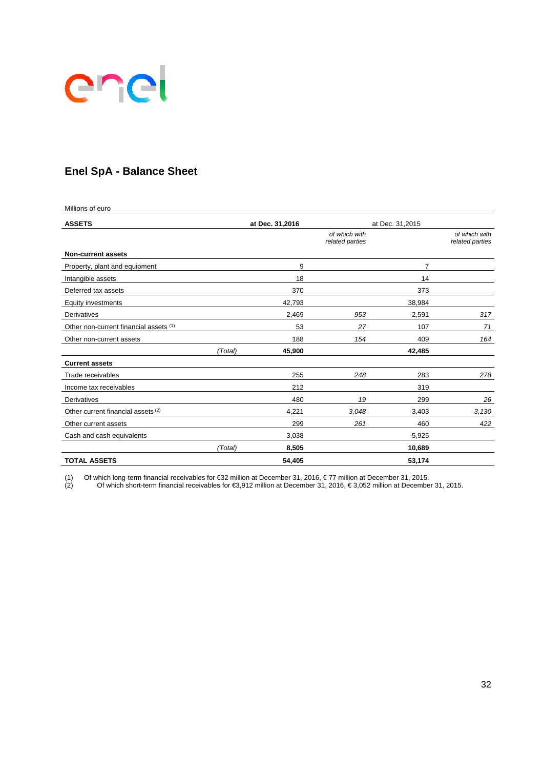## Enel SpA - Balance Sheet

Millions of euro

| ASSETS | | at Dec. 31,2016 | *of which with related parties* | at Dec. 31,2015 | *of which with related parties* |
|---|---|---|---|---|---|
| **Non-current assets** | | | | | |
| Property, plant and equipment | | 9 | | 7 | |
| Intangible assets | | 18 | | 14 | |
| Deferred tax assets | | 370 | | 373 | |
| Equity investments | | 42,793 | | 38,984 | |
| Derivatives | | 2,469 | *953* | 2,591 | *317* |
| Other non-current financial assets (1) | | 53 | *27* | 107 | *71* |
| Other non-current assets | | 188 | *154* | 409 | *164* |
| | *(Total)* | **45,900** | | **42,485** | |
| **Current assets** | | | | | |
| Trade receivables | | 255 | *248* | 283 | *278* |
| Income tax receivables | | 212 | | 319 | |
| Derivatives | | 480 | *19* | 299 | *26* |
| Other current financial assets (2) | | 4,221 | *3,048* | 3,403 | *3,130* |
| Other current assets | | 299 | *261* | 460 | *422* |
| Cash and cash equivalents | | 3,038 | | 5,925 | |
| | *(Total)* | **8,505** | | **10,689** | |
| **TOTAL ASSETS** | | **54,405** | | **53,174** | |

(1) Of which long-term financial receivables for €32 million at December 31, 2016, € 77 million at December 31, 2015.
(2) Of which short-term financial receivables for €3,912 million at December 31, 2016, € 3,052 million at December 31, 2015.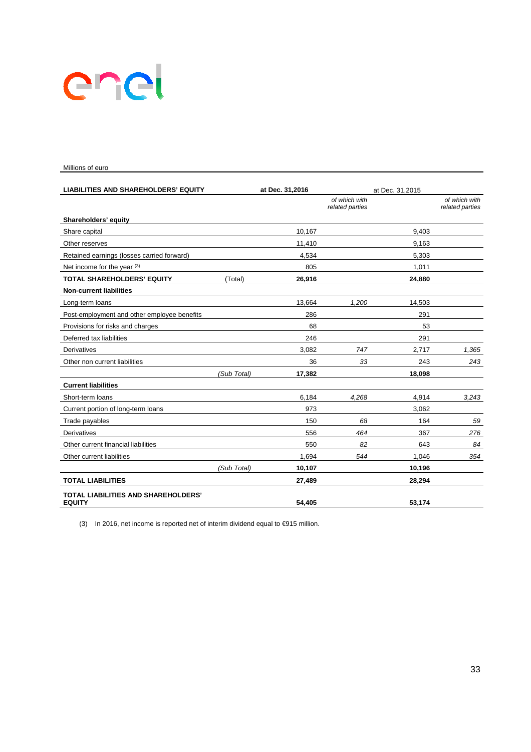Millions of euro

| LIABILITIES AND SHAREHOLDERS' EQUITY | | at Dec. 31,2016 | | at Dec. 31,2015 | |
|---|---|---|---|---|---|
| | | | *of which with related parties* | | *of which with related parties* |
| **Shareholders' equity** | | | | | |
| Share capital | | 10,167 | | 9,403 | |
| Other reserves | | 11,410 | | 9,163 | |
| Retained earnings (losses carried forward) | | 4,534 | | 5,303 | |
| Net income for the year [3] | | 805 | | 1,011 | |
| **TOTAL SHAREHOLDERS' EQUITY** | (Total) | **26,916** | | **24,880** | |
| **Non-current liabilities** | | | | | |
| Long-term loans | | 13,664 | *1,200* | 14,503 | |
| Post-employment and other employee benefits | | 286 | | 291 | |
| Provisions for risks and charges | | 68 | | 53 | |
| Deferred tax liabilities | | 246 | | 291 | |
| Derivatives | | 3,082 | *747* | 2,717 | *1,365* |
| Other non current liabilities | | 36 | *33* | 243 | *243* |
| | *(Sub Total)* | **17,382** | | **18,098** | |
| **Current liabilities** | | | | | |
| Short-term loans | | 6,184 | *4,268* | 4,914 | *3,243* |
| Current portion of long-term loans | | 973 | | 3,062 | |
| Trade payables | | 150 | *68* | 164 | *59* |
| Derivatives | | 556 | *464* | 367 | *276* |
| Other current financial liabilities | | 550 | *82* | 643 | *84* |
| Other current liabilities | | 1,694 | *544* | 1,046 | *354* |
| | *(Sub Total)* | **10,107** | | **10,196** | |
| **TOTAL LIABILITIES** | | **27,489** | | **28,294** | |
| **TOTAL LIABILITIES AND SHAREHOLDERS' EQUITY** | | **54,405** | | **53,174** | |

(3) In 2016, net income is reported net of interim dividend equal to €915 million.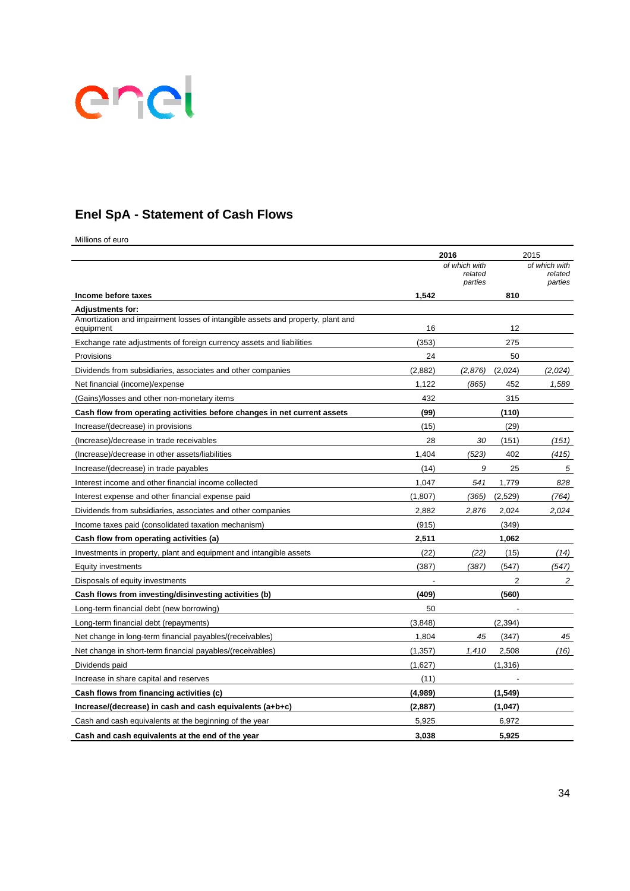## Enel SpA - Statement of Cash Flows

Millions of euro

| | 2016 | | 2015 | |
|---|---|---|---|---|
| | | *of which with related parties* | | *of which with related parties* |
| **Income before taxes** | **1,542** | | **810** | |
| **Adjustments for:** | | | | |
| Amortization and impairment losses of intangible assets and property, plant and equipment | 16 | | 12 | |
| Exchange rate adjustments of foreign currency assets and liabilities | (353) | | 275 | |
| Provisions | 24 | | 50 | |
| Dividends from subsidiaries, associates and other companies | (2,882) | *(2,876)* | (2,024) | *(2,024)* |
| Net financial (income)/expense | 1,122 | *(865)* | 452 | *1,589* |
| (Gains)/losses and other non-monetary items | 432 | | 315 | |
| **Cash flow from operating activities before changes in net current assets** | **(99)** | | **(110)** | |
| Increase/(decrease) in provisions | (15) | | (29) | |
| (Increase)/decrease in trade receivables | 28 | *30* | (151) | *(151)* |
| (Increase)/decrease in other assets/liabilities | 1,404 | *(523)* | 402 | *(415)* |
| Increase/(decrease) in trade payables | (14) | *9* | 25 | *5* |
| Interest income and other financial income collected | 1,047 | *541* | 1,779 | *828* |
| Interest expense and other financial expense paid | (1,807) | *(365)* | (2,529) | *(764)* |
| Dividends from subsidiaries, associates and other companies | 2,882 | *2,876* | 2,024 | *2,024* |
| Income taxes paid (consolidated taxation mechanism) | (915) | | (349) | |
| **Cash flow from operating activities (a)** | **2,511** | | **1,062** | |
| Investments in property, plant and equipment and intangible assets | (22) | *(22)* | (15) | *(14)* |
| Equity investments | (387) | *(387)* | (547) | *(547)* |
| Disposals of equity investments | - | | 2 | *2* |
| **Cash flows from investing/disinvesting activities (b)** | **(409)** | | **(560)** | |
| Long-term financial debt (new borrowing) | 50 | | - | |
| Long-term financial debt (repayments) | (3,848) | | (2,394) | |
| Net change in long-term financial payables/(receivables) | 1,804 | *45* | (347) | *45* |
| Net change in short-term financial payables/(receivables) | (1,357) | *1,410* | 2,508 | *(16)* |
| Dividends paid | (1,627) | | (1,316) | |
| Increase in share capital and reserves | (11) | | - | |
| **Cash flows from financing activities (c)** | **(4,989)** | | **(1,549)** | |
| **Increase/(decrease) in cash and cash equivalents (a+b+c)** | **(2,887)** | | **(1,047)** | |
| Cash and cash equivalents at the beginning of the year | 5,925 | | 6,972 | |
| **Cash and cash equivalents at the end of the year** | **3,038** | | **5,925** | |